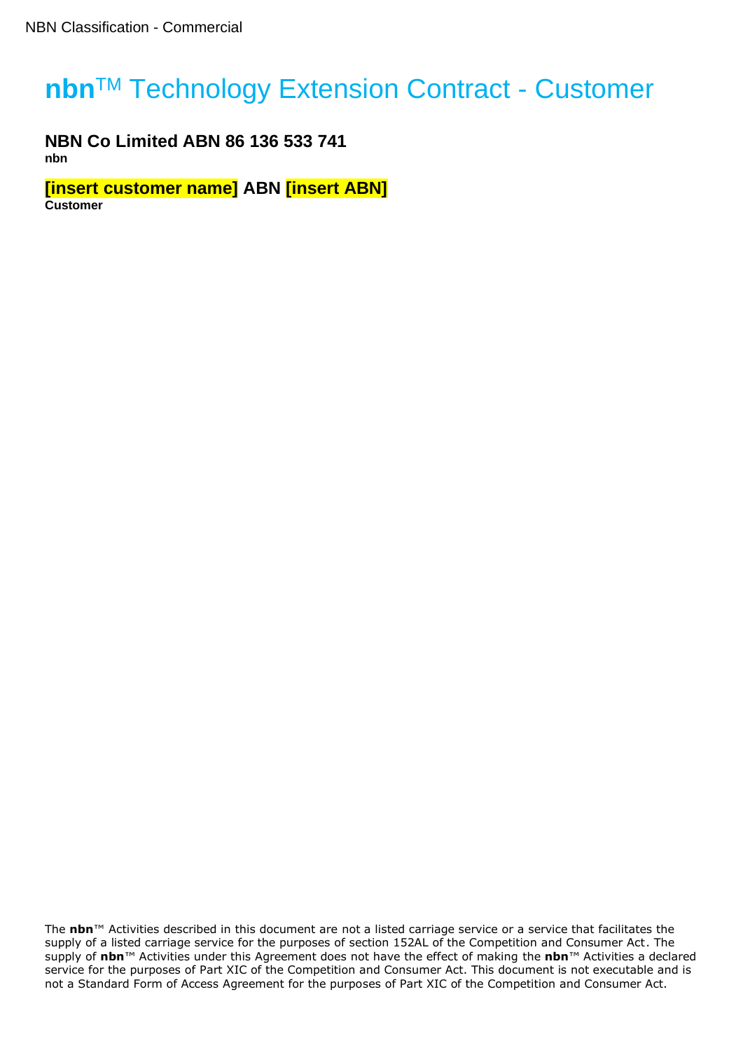NBN Classification - Commercial

# **nbn**™ Technology Extension Contract - Customer

**NBN Co Limited ABN 86 136 533 741**
**nbn**

**[insert customer name] ABN [insert ABN]**
**Customer**

The **nbn**™ Activities described in this document are not a listed carriage service or a service that facilitates the supply of a listed carriage service for the purposes of section 152AL of the Competition and Consumer Act. The supply of **nbn**™ Activities under this Agreement does not have the effect of making the **nbn**™ Activities a declared service for the purposes of Part XIC of the Competition and Consumer Act. This document is not executable and is not a Standard Form of Access Agreement for the purposes of Part XIC of the Competition and Consumer Act.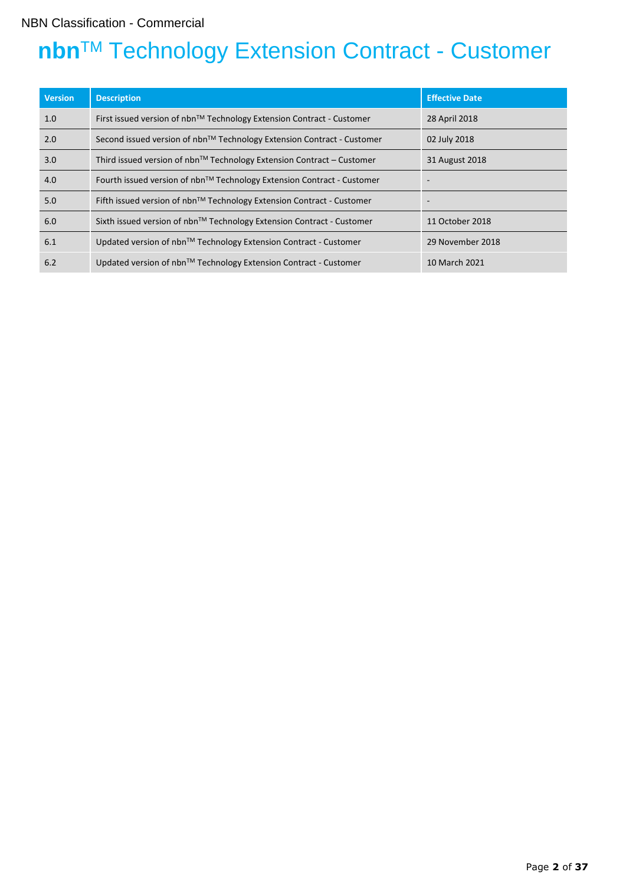NBN Classification - Commercial

# nbn™ Technology Extension Contract - Customer

| Version | Description | Effective Date |
|---|---|---|
| 1.0 | First issued version of nbn™ Technology Extension Contract - Customer | 28 April 2018 |
| 2.0 | Second issued version of nbn™ Technology Extension Contract - Customer | 02 July 2018 |
| 3.0 | Third issued version of nbn™ Technology Extension Contract – Customer | 31 August 2018 |
| 4.0 | Fourth issued version of nbn™ Technology Extension Contract - Customer | - |
| 5.0 | Fifth issued version of nbn™ Technology Extension Contract - Customer | - |
| 6.0 | Sixth issued version of nbn™ Technology Extension Contract - Customer | 11 October 2018 |
| 6.1 | Updated version of nbn™ Technology Extension Contract - Customer | 29 November 2018 |
| 6.2 | Updated version of nbn™ Technology Extension Contract - Customer | 10 March 2021 |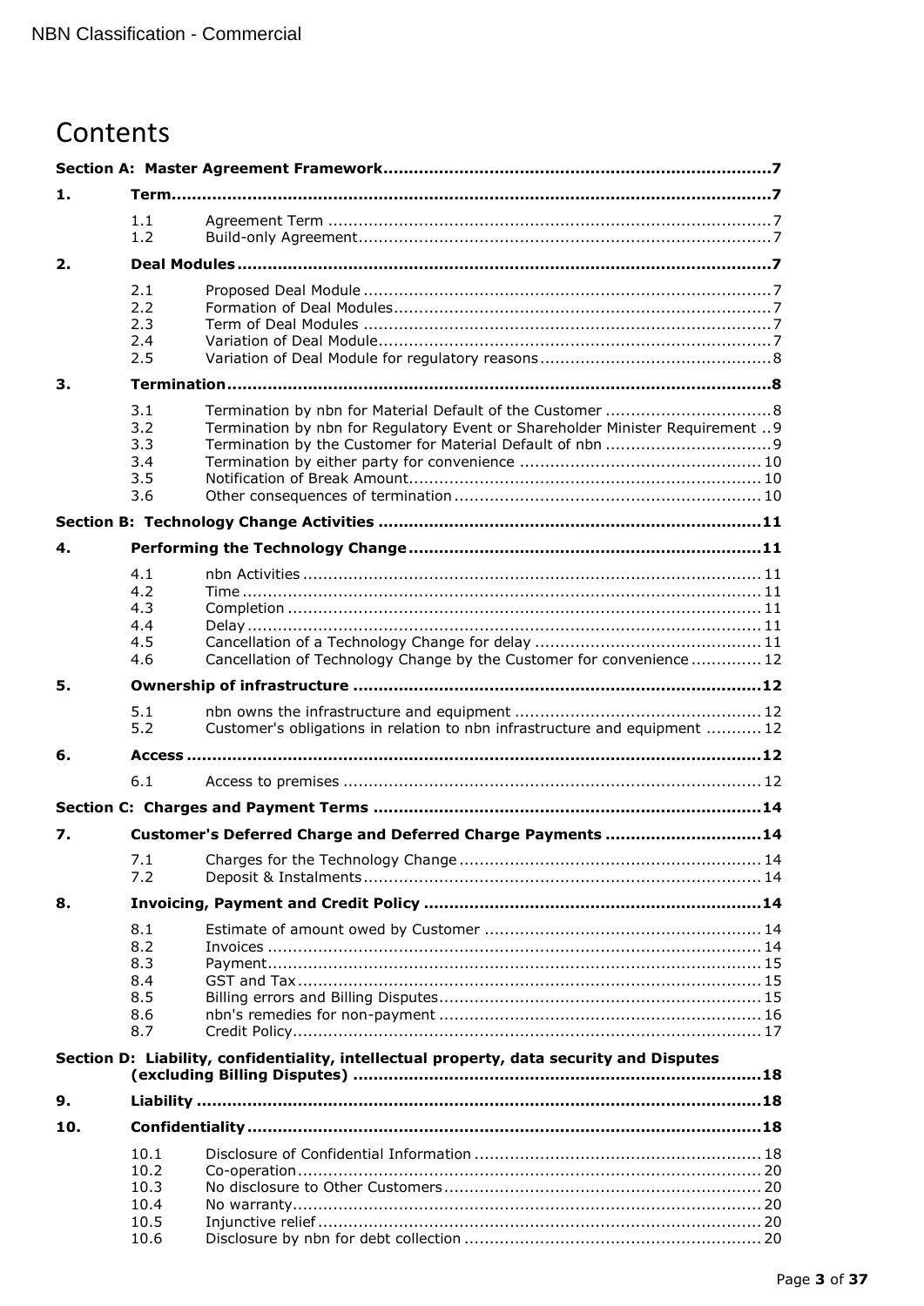# Contents

| | | | |
|---|---|---|---|
| **Section A: Master Agreement Framework** | | | **7** |
| **1.** | **Term** | | **7** |
| | 1.1 | Agreement Term | 7 |
| | 1.2 | Build-only Agreement | 7 |
| **2.** | **Deal Modules** | | **7** |
| | 2.1 | Proposed Deal Module | 7 |
| | 2.2 | Formation of Deal Modules | 7 |
| | 2.3 | Term of Deal Modules | 7 |
| | 2.4 | Variation of Deal Module | 7 |
| | 2.5 | Variation of Deal Module for regulatory reasons | 8 |
| **3.** | **Termination** | | **8** |
| | 3.1 | Termination by nbn for Material Default of the Customer | 8 |
| | 3.2 | Termination by nbn for Regulatory Event or Shareholder Minister Requirement | 9 |
| | 3.3 | Termination by the Customer for Material Default of nbn | 9 |
| | 3.4 | Termination by either party for convenience | 10 |
| | 3.5 | Notification of Break Amount | 10 |
| | 3.6 | Other consequences of termination | 10 |
| **Section B: Technology Change Activities** | | | **11** |
| **4.** | **Performing the Technology Change** | | **11** |
| | 4.1 | nbn Activities | 11 |
| | 4.2 | Time | 11 |
| | 4.3 | Completion | 11 |
| | 4.4 | Delay | 11 |
| | 4.5 | Cancellation of a Technology Change for delay | 11 |
| | 4.6 | Cancellation of Technology Change by the Customer for convenience | 12 |
| **5.** | **Ownership of infrastructure** | | **12** |
| | 5.1 | nbn owns the infrastructure and equipment | 12 |
| | 5.2 | Customer's obligations in relation to nbn infrastructure and equipment | 12 |
| **6.** | **Access** | | **12** |
| | 6.1 | Access to premises | 12 |
| **Section C: Charges and Payment Terms** | | | **14** |
| **7.** | **Customer's Deferred Charge and Deferred Charge Payments** | | **14** |
| | 7.1 | Charges for the Technology Change | 14 |
| | 7.2 | Deposit & Instalments | 14 |
| **8.** | **Invoicing, Payment and Credit Policy** | | **14** |
| | 8.1 | Estimate of amount owed by Customer | 14 |
| | 8.2 | Invoices | 14 |
| | 8.3 | Payment | 15 |
| | 8.4 | GST and Tax | 15 |
| | 8.5 | Billing errors and Billing Disputes | 15 |
| | 8.6 | nbn's remedies for non-payment | 16 |
| | 8.7 | Credit Policy | 17 |
| **Section D: Liability, confidentiality, intellectual property, data security and Disputes (excluding Billing Disputes)** | | | **18** |
| **9.** | **Liability** | | **18** |
| **10.** | **Confidentiality** | | **18** |
| | 10.1 | Disclosure of Confidential Information | 18 |
| | 10.2 | Co-operation | 20 |
| | 10.3 | No disclosure to Other Customers | 20 |
| | 10.4 | No warranty | 20 |
| | 10.5 | Injunctive relief | 20 |
| | 10.6 | Disclosure by nbn for debt collection | 20 |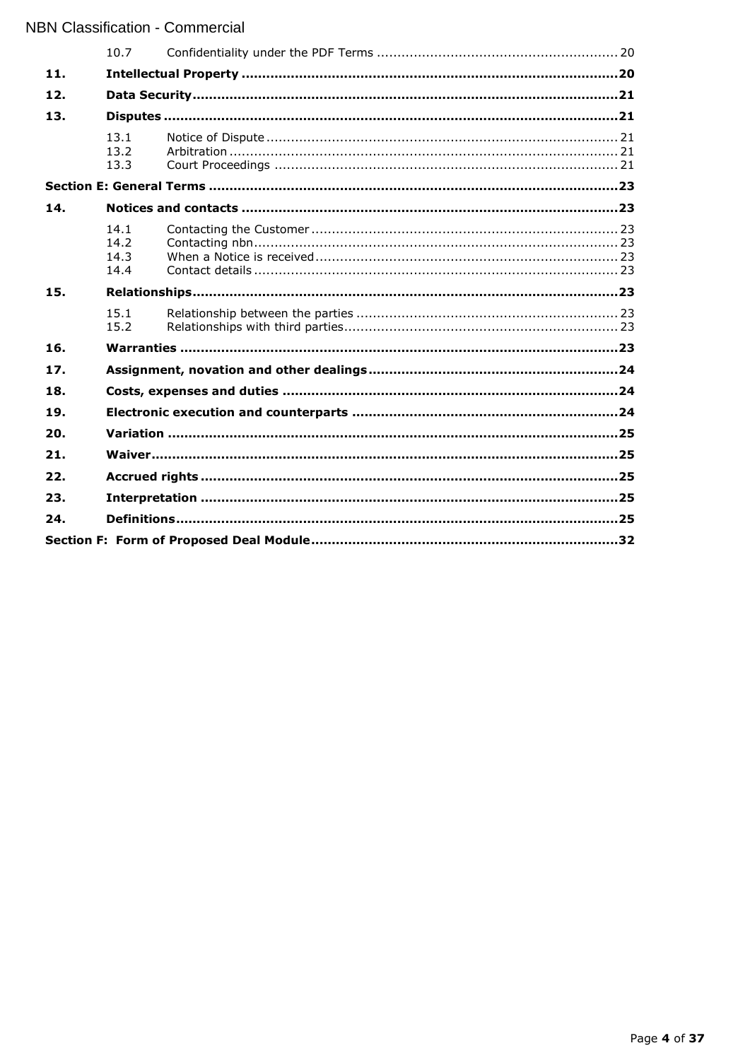| | | | |
|---|---|---|---|
| | 10.7 | Confidentiality under the PDF Terms | 20 |
| **11.** | **Intellectual Property** | | **20** |
| **12.** | **Data Security** | | **21** |
| **13.** | **Disputes** | | **21** |
| | 13.1 | Notice of Dispute | 21 |
| | 13.2 | Arbitration | 21 |
| | 13.3 | Court Proceedings | 21 |
| **Section E: General Terms** | | | **23** |
| **14.** | **Notices and contacts** | | **23** |
| | 14.1 | Contacting the Customer | 23 |
| | 14.2 | Contacting nbn | 23 |
| | 14.3 | When a Notice is received | 23 |
| | 14.4 | Contact details | 23 |
| **15.** | **Relationships** | | **23** |
| | 15.1 | Relationship between the parties | 23 |
| | 15.2 | Relationships with third parties | 23 |
| **16.** | **Warranties** | | **23** |
| **17.** | **Assignment, novation and other dealings** | | **24** |
| **18.** | **Costs, expenses and duties** | | **24** |
| **19.** | **Electronic execution and counterparts** | | **24** |
| **20.** | **Variation** | | **25** |
| **21.** | **Waiver** | | **25** |
| **22.** | **Accrued rights** | | **25** |
| **23.** | **Interpretation** | | **25** |
| **24.** | **Definitions** | | **25** |
| **Section F: Form of Proposed Deal Module** | | | **32** |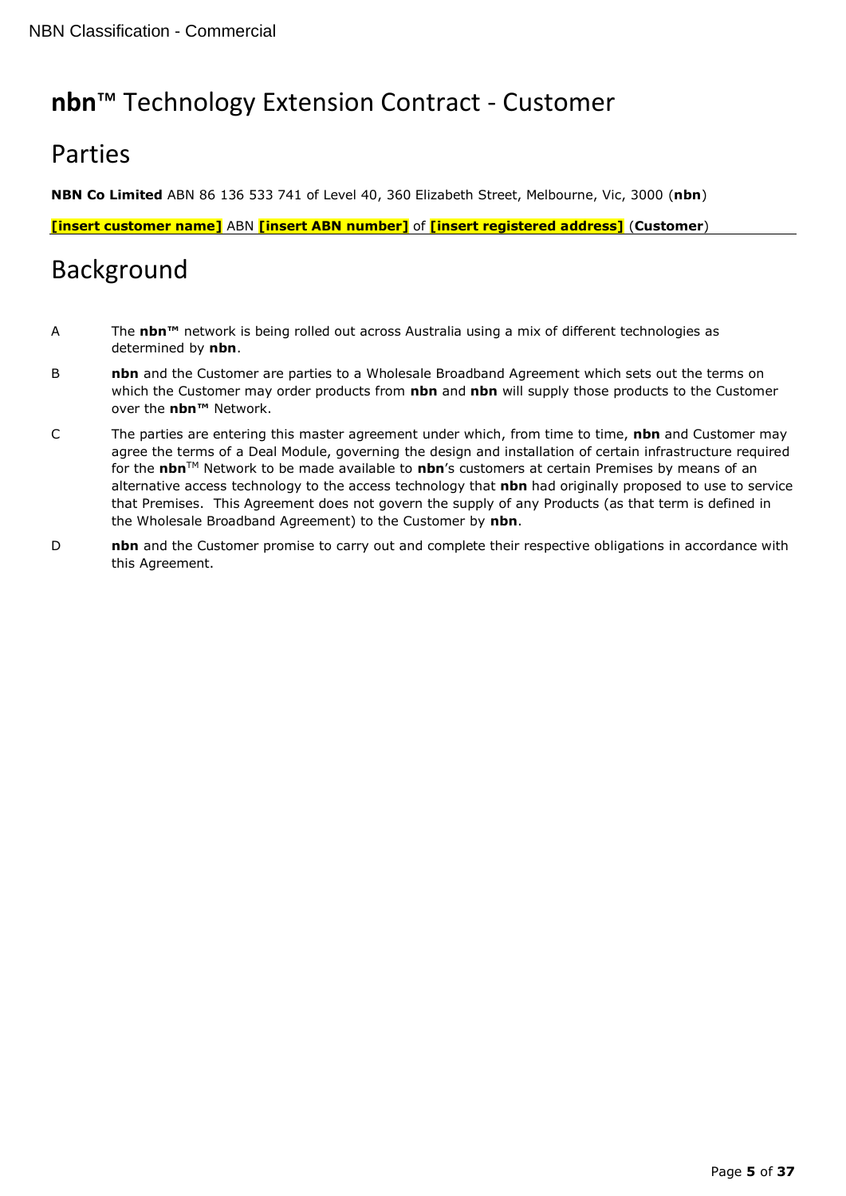# **nbn**™ Technology Extension Contract - Customer

## Parties

**NBN Co Limited** ABN 86 136 533 741 of Level 40, 360 Elizabeth Street, Melbourne, Vic, 3000 (**nbn**)

**[insert customer name]** ABN **[insert ABN number]** of **[insert registered address]** (**Customer**)

## Background

A The **nbn™** network is being rolled out across Australia using a mix of different technologies as determined by **nbn**.

B **nbn** and the Customer are parties to a Wholesale Broadband Agreement which sets out the terms on which the Customer may order products from **nbn** and **nbn** will supply those products to the Customer over the **nbn™** Network.

C The parties are entering this master agreement under which, from time to time, **nbn** and Customer may agree the terms of a Deal Module, governing the design and installation of certain infrastructure required for the **nbn**™ Network to be made available to **nbn**'s customers at certain Premises by means of an alternative access technology to the access technology that **nbn** had originally proposed to use to service that Premises. This Agreement does not govern the supply of any Products (as that term is defined in the Wholesale Broadband Agreement) to the Customer by **nbn**.

D **nbn** and the Customer promise to carry out and complete their respective obligations in accordance with this Agreement.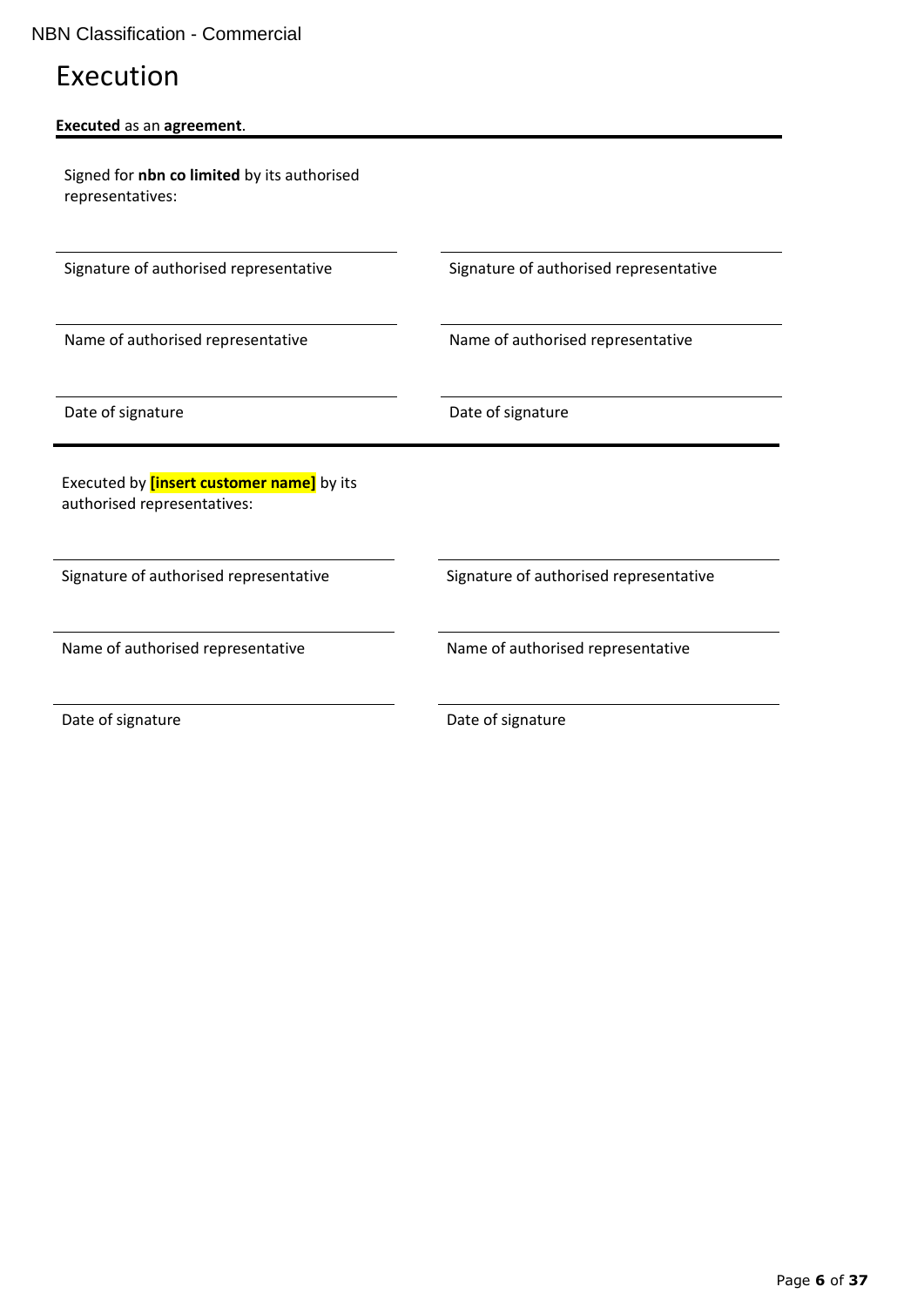# Execution

**Executed** as an **agreement**.

Signed for **nbn co limited** by its authorised representatives:

| | |
|---|---|
| Signature of authorised representative | Signature of authorised representative |
| Name of authorised representative | Name of authorised representative |
| Date of signature | Date of signature |

Executed by **[insert customer name]** by its authorised representatives:

| | |
|---|---|
| Signature of authorised representative | Signature of authorised representative |
| Name of authorised representative | Name of authorised representative |
| Date of signature | Date of signature |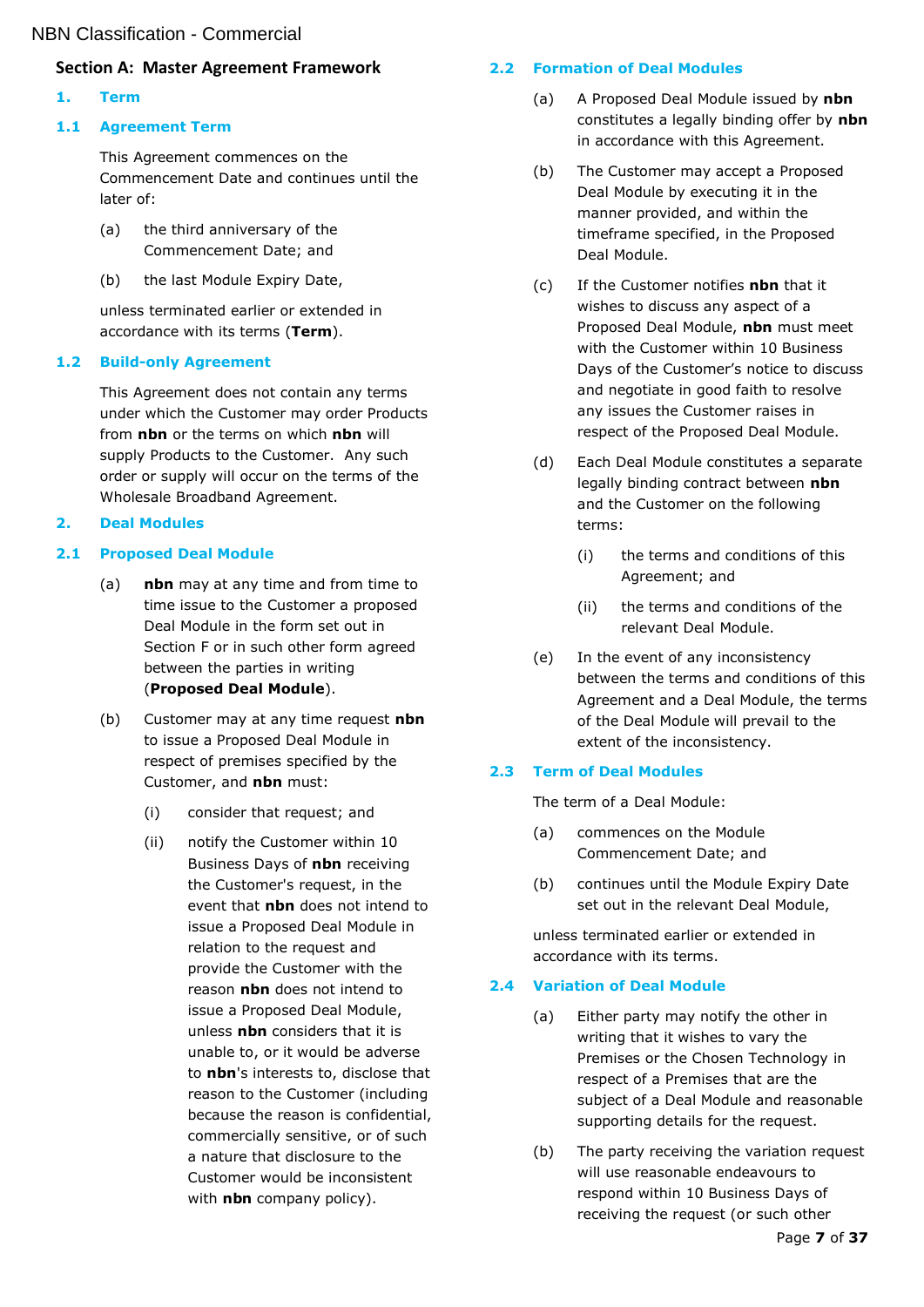## Section A: Master Agreement Framework

### 1. Term

#### 1.1 Agreement Term

This Agreement commences on the Commencement Date and continues until the later of:

(a) the third anniversary of the Commencement Date; and

(b) the last Module Expiry Date,

unless terminated earlier or extended in accordance with its terms (**Term**).

#### 1.2 Build-only Agreement

This Agreement does not contain any terms under which the Customer may order Products from **nbn** or the terms on which **nbn** will supply Products to the Customer. Any such order or supply will occur on the terms of the Wholesale Broadband Agreement.

### 2. Deal Modules

#### 2.1 Proposed Deal Module

(a) **nbn** may at any time and from time to time issue to the Customer a proposed Deal Module in the form set out in Section F or in such other form agreed between the parties in writing (**Proposed Deal Module**).

(b) Customer may at any time request **nbn** to issue a Proposed Deal Module in respect of premises specified by the Customer, and **nbn** must:

(i) consider that request; and

(ii) notify the Customer within 10 Business Days of **nbn** receiving the Customer's request, in the event that **nbn** does not intend to issue a Proposed Deal Module in relation to the request and provide the Customer with the reason **nbn** does not intend to issue a Proposed Deal Module, unless **nbn** considers that it is unable to, or it would be adverse to **nbn**'s interests to, disclose that reason to the Customer (including because the reason is confidential, commercially sensitive, or of such a nature that disclosure to the Customer would be inconsistent with **nbn** company policy).

#### 2.2 Formation of Deal Modules

(a) A Proposed Deal Module issued by **nbn** constitutes a legally binding offer by **nbn** in accordance with this Agreement.

(b) The Customer may accept a Proposed Deal Module by executing it in the manner provided, and within the timeframe specified, in the Proposed Deal Module.

(c) If the Customer notifies **nbn** that it wishes to discuss any aspect of a Proposed Deal Module, **nbn** must meet with the Customer within 10 Business Days of the Customer's notice to discuss and negotiate in good faith to resolve any issues the Customer raises in respect of the Proposed Deal Module.

(d) Each Deal Module constitutes a separate legally binding contract between **nbn** and the Customer on the following terms:

(i) the terms and conditions of this Agreement; and

(ii) the terms and conditions of the relevant Deal Module.

(e) In the event of any inconsistency between the terms and conditions of this Agreement and a Deal Module, the terms of the Deal Module will prevail to the extent of the inconsistency.

#### 2.3 Term of Deal Modules

The term of a Deal Module:

(a) commences on the Module Commencement Date; and

(b) continues until the Module Expiry Date set out in the relevant Deal Module,

unless terminated earlier or extended in accordance with its terms.

#### 2.4 Variation of Deal Module

(a) Either party may notify the other in writing that it wishes to vary the Premises or the Chosen Technology in respect of a Premises that are the subject of a Deal Module and reasonable supporting details for the request.

(b) The party receiving the variation request will use reasonable endeavours to respond within 10 Business Days of receiving the request (or such other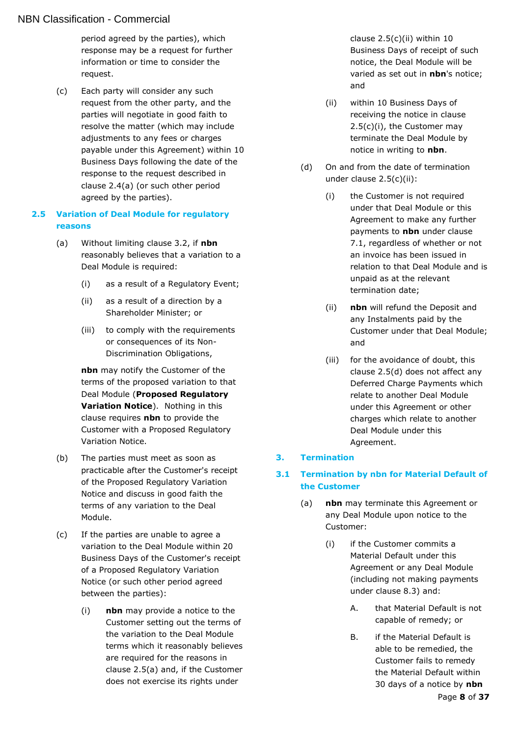period agreed by the parties), which response may be a request for further information or time to consider the request.

(c) Each party will consider any such request from the other party, and the parties will negotiate in good faith to resolve the matter (which may include adjustments to any fees or charges payable under this Agreement) within 10 Business Days following the date of the response to the request described in clause 2.4(a) (or such other period agreed by the parties).

## 2.5 Variation of Deal Module for regulatory reasons

(a) Without limiting clause 3.2, if **nbn** reasonably believes that a variation to a Deal Module is required:

(i) as a result of a Regulatory Event;

(ii) as a result of a direction by a Shareholder Minister; or

(iii) to comply with the requirements or consequences of its Non-Discrimination Obligations,

**nbn** may notify the Customer of the terms of the proposed variation to that Deal Module (**Proposed Regulatory Variation Notice**). Nothing in this clause requires **nbn** to provide the Customer with a Proposed Regulatory Variation Notice.

(b) The parties must meet as soon as practicable after the Customer's receipt of the Proposed Regulatory Variation Notice and discuss in good faith the terms of any variation to the Deal Module.

(c) If the parties are unable to agree a variation to the Deal Module within 20 Business Days of the Customer's receipt of a Proposed Regulatory Variation Notice (or such other period agreed between the parties):

(i) **nbn** may provide a notice to the Customer setting out the terms of the variation to the Deal Module terms which it reasonably believes are required for the reasons in clause 2.5(a) and, if the Customer does not exercise its rights under clause 2.5(c)(ii) within 10 Business Days of receipt of such notice, the Deal Module will be varied as set out in **nbn**'s notice; and

(ii) within 10 Business Days of receiving the notice in clause 2.5(c)(i), the Customer may terminate the Deal Module by notice in writing to **nbn**.

(d) On and from the date of termination under clause 2.5(c)(ii):

(i) the Customer is not required under that Deal Module or this Agreement to make any further payments to **nbn** under clause 7.1, regardless of whether or not an invoice has been issued in relation to that Deal Module and is unpaid as at the relevant termination date;

(ii) **nbn** will refund the Deposit and any Instalments paid by the Customer under that Deal Module; and

(iii) for the avoidance of doubt, this clause 2.5(d) does not affect any Deferred Charge Payments which relate to another Deal Module under this Agreement or other charges which relate to another Deal Module under this Agreement.

# 3. Termination

## 3.1 Termination by nbn for Material Default of the Customer

(a) **nbn** may terminate this Agreement or any Deal Module upon notice to the Customer:

(i) if the Customer commits a Material Default under this Agreement or any Deal Module (including not making payments under clause 8.3) and:

A. that Material Default is not capable of remedy; or

B. if the Material Default is able to be remedied, the Customer fails to remedy the Material Default within 30 days of a notice by **nbn**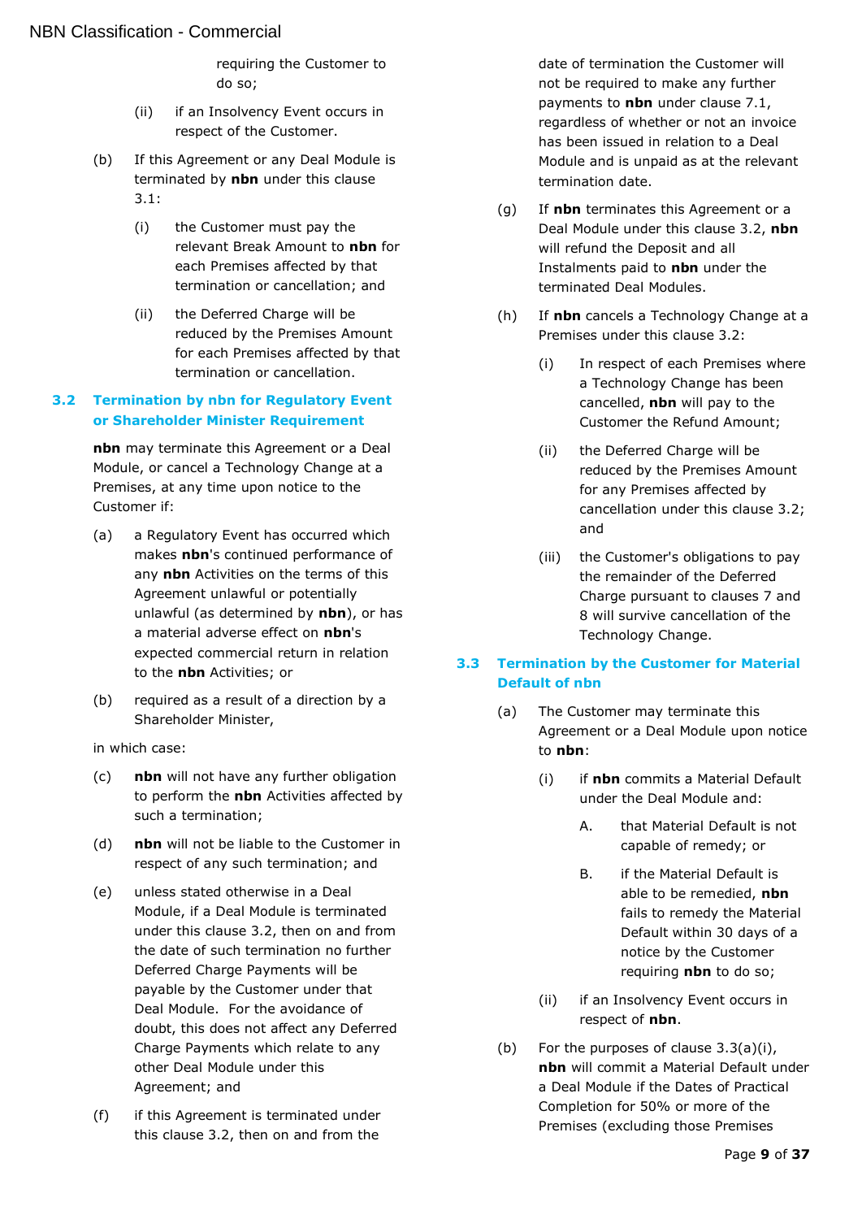requiring the Customer to do so;

(ii) if an Insolvency Event occurs in respect of the Customer.

(b) If this Agreement or any Deal Module is terminated by **nbn** under this clause 3.1:

(i) the Customer must pay the relevant Break Amount to **nbn** for each Premises affected by that termination or cancellation; and

(ii) the Deferred Charge will be reduced by the Premises Amount for each Premises affected by that termination or cancellation.

### 3.2 Termination by nbn for Regulatory Event or Shareholder Minister Requirement

**nbn** may terminate this Agreement or a Deal Module, or cancel a Technology Change at a Premises, at any time upon notice to the Customer if:

(a) a Regulatory Event has occurred which makes **nbn**'s continued performance of any **nbn** Activities on the terms of this Agreement unlawful or potentially unlawful (as determined by **nbn**), or has a material adverse effect on **nbn**'s expected commercial return in relation to the **nbn** Activities; or

(b) required as a result of a direction by a Shareholder Minister,

in which case:

(c) **nbn** will not have any further obligation to perform the **nbn** Activities affected by such a termination;

(d) **nbn** will not be liable to the Customer in respect of any such termination; and

(e) unless stated otherwise in a Deal Module, if a Deal Module is terminated under this clause 3.2, then on and from the date of such termination no further Deferred Charge Payments will be payable by the Customer under that Deal Module. For the avoidance of doubt, this does not affect any Deferred Charge Payments which relate to any other Deal Module under this Agreement; and

(f) if this Agreement is terminated under this clause 3.2, then on and from the date of termination the Customer will not be required to make any further payments to **nbn** under clause 7.1, regardless of whether or not an invoice has been issued in relation to a Deal Module and is unpaid as at the relevant termination date.

(g) If **nbn** terminates this Agreement or a Deal Module under this clause 3.2, **nbn** will refund the Deposit and all Instalments paid to **nbn** under the terminated Deal Modules.

(h) If **nbn** cancels a Technology Change at a Premises under this clause 3.2:

(i) In respect of each Premises where a Technology Change has been cancelled, **nbn** will pay to the Customer the Refund Amount;

(ii) the Deferred Charge will be reduced by the Premises Amount for any Premises affected by cancellation under this clause 3.2; and

(iii) the Customer's obligations to pay the remainder of the Deferred Charge pursuant to clauses 7 and 8 will survive cancellation of the Technology Change.

### 3.3 Termination by the Customer for Material Default of nbn

(a) The Customer may terminate this Agreement or a Deal Module upon notice to **nbn**:

(i) if **nbn** commits a Material Default under the Deal Module and:

A. that Material Default is not capable of remedy; or

B. if the Material Default is able to be remedied, **nbn** fails to remedy the Material Default within 30 days of a notice by the Customer requiring **nbn** to do so;

(ii) if an Insolvency Event occurs in respect of **nbn**.

(b) For the purposes of clause 3.3(a)(i), **nbn** will commit a Material Default under a Deal Module if the Dates of Practical Completion for 50% or more of the Premises (excluding those Premises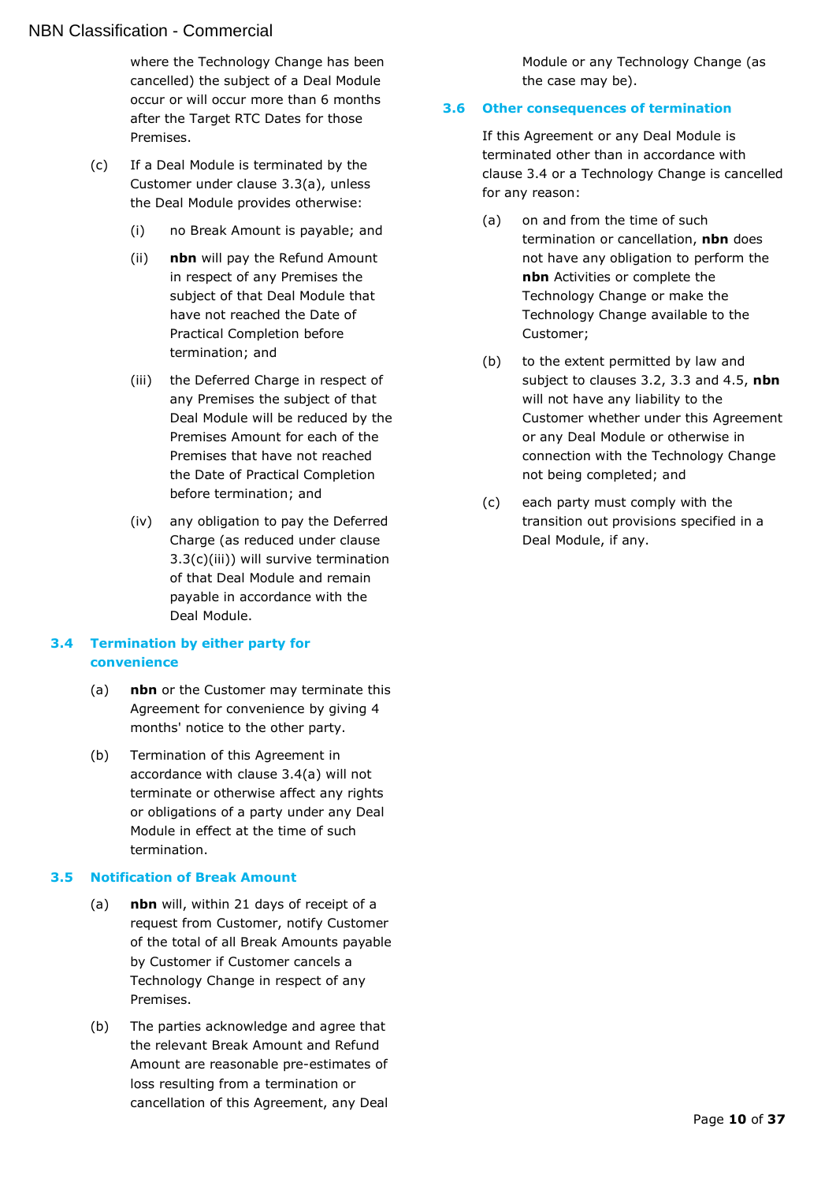where the Technology Change has been cancelled) the subject of a Deal Module occur or will occur more than 6 months after the Target RTC Dates for those Premises.

(c) If a Deal Module is terminated by the Customer under clause 3.3(a), unless the Deal Module provides otherwise:

(i) no Break Amount is payable; and

(ii) **nbn** will pay the Refund Amount in respect of any Premises the subject of that Deal Module that have not reached the Date of Practical Completion before termination; and

(iii) the Deferred Charge in respect of any Premises the subject of that Deal Module will be reduced by the Premises Amount for each of the Premises that have not reached the Date of Practical Completion before termination; and

(iv) any obligation to pay the Deferred Charge (as reduced under clause 3.3(c)(iii)) will survive termination of that Deal Module and remain payable in accordance with the Deal Module.

### 3.4 Termination by either party for convenience

(a) **nbn** or the Customer may terminate this Agreement for convenience by giving 4 months' notice to the other party.

(b) Termination of this Agreement in accordance with clause 3.4(a) will not terminate or otherwise affect any rights or obligations of a party under any Deal Module in effect at the time of such termination.

### 3.5 Notification of Break Amount

(a) **nbn** will, within 21 days of receipt of a request from Customer, notify Customer of the total of all Break Amounts payable by Customer if Customer cancels a Technology Change in respect of any Premises.

(b) The parties acknowledge and agree that the relevant Break Amount and Refund Amount are reasonable pre-estimates of loss resulting from a termination or cancellation of this Agreement, any Deal Module or any Technology Change (as the case may be).

### 3.6 Other consequences of termination

If this Agreement or any Deal Module is terminated other than in accordance with clause 3.4 or a Technology Change is cancelled for any reason:

(a) on and from the time of such termination or cancellation, **nbn** does not have any obligation to perform the **nbn** Activities or complete the Technology Change or make the Technology Change available to the Customer;

(b) to the extent permitted by law and subject to clauses 3.2, 3.3 and 4.5, **nbn** will not have any liability to the Customer whether under this Agreement or any Deal Module or otherwise in connection with the Technology Change not being completed; and

(c) each party must comply with the transition out provisions specified in a Deal Module, if any.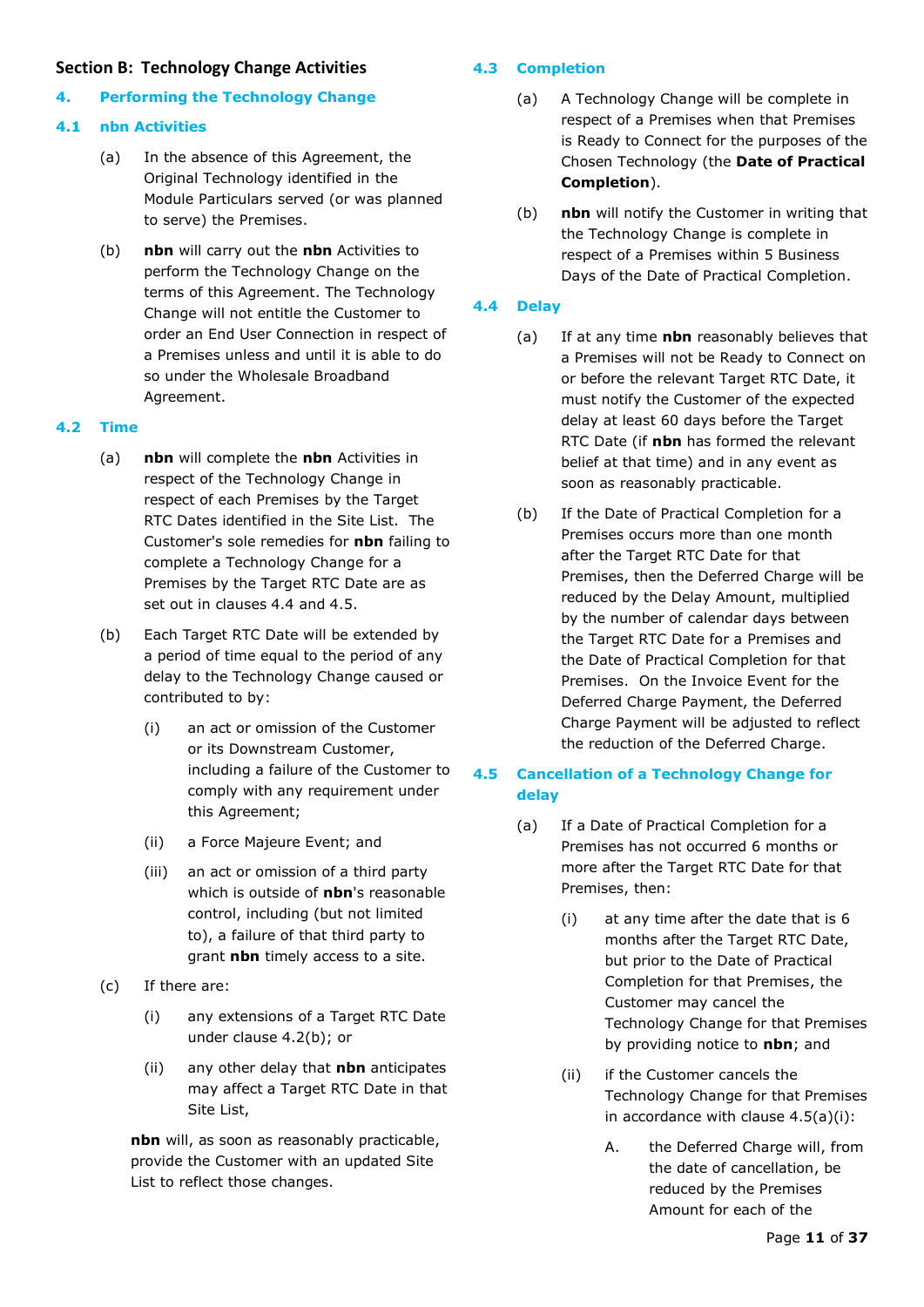## Section B: Technology Change Activities

### 4. Performing the Technology Change

#### 4.1 nbn Activities

(a) In the absence of this Agreement, the Original Technology identified in the Module Particulars served (or was planned to serve) the Premises.

(b) **nbn** will carry out the **nbn** Activities to perform the Technology Change on the terms of this Agreement. The Technology Change will not entitle the Customer to order an End User Connection in respect of a Premises unless and until it is able to do so under the Wholesale Broadband Agreement.

#### 4.2 Time

(a) **nbn** will complete the **nbn** Activities in respect of the Technology Change in respect of each Premises by the Target RTC Dates identified in the Site List. The Customer's sole remedies for **nbn** failing to complete a Technology Change for a Premises by the Target RTC Date are as set out in clauses 4.4 and 4.5.

(b) Each Target RTC Date will be extended by a period of time equal to the period of any delay to the Technology Change caused or contributed to by:

(i) an act or omission of the Customer or its Downstream Customer, including a failure of the Customer to comply with any requirement under this Agreement;

(ii) a Force Majeure Event; and

(iii) an act or omission of a third party which is outside of **nbn**'s reasonable control, including (but not limited to), a failure of that third party to grant **nbn** timely access to a site.

(c) If there are:

(i) any extensions of a Target RTC Date under clause 4.2(b); or

(ii) any other delay that **nbn** anticipates may affect a Target RTC Date in that Site List,

**nbn** will, as soon as reasonably practicable, provide the Customer with an updated Site List to reflect those changes.

#### 4.3 Completion

(a) A Technology Change will be complete in respect of a Premises when that Premises is Ready to Connect for the purposes of the Chosen Technology (the **Date of Practical Completion**).

(b) **nbn** will notify the Customer in writing that the Technology Change is complete in respect of a Premises within 5 Business Days of the Date of Practical Completion.

#### 4.4 Delay

(a) If at any time **nbn** reasonably believes that a Premises will not be Ready to Connect on or before the relevant Target RTC Date, it must notify the Customer of the expected delay at least 60 days before the Target RTC Date (if **nbn** has formed the relevant belief at that time) and in any event as soon as reasonably practicable.

(b) If the Date of Practical Completion for a Premises occurs more than one month after the Target RTC Date for that Premises, then the Deferred Charge will be reduced by the Delay Amount, multiplied by the number of calendar days between the Target RTC Date for a Premises and the Date of Practical Completion for that Premises. On the Invoice Event for the Deferred Charge Payment, the Deferred Charge Payment will be adjusted to reflect the reduction of the Deferred Charge.

#### 4.5 Cancellation of a Technology Change for delay

(a) If a Date of Practical Completion for a Premises has not occurred 6 months or more after the Target RTC Date for that Premises, then:

(i) at any time after the date that is 6 months after the Target RTC Date, but prior to the Date of Practical Completion for that Premises, the Customer may cancel the Technology Change for that Premises by providing notice to **nbn**; and

(ii) if the Customer cancels the Technology Change for that Premises in accordance with clause 4.5(a)(i):

A. the Deferred Charge will, from the date of cancellation, be reduced by the Premises Amount for each of the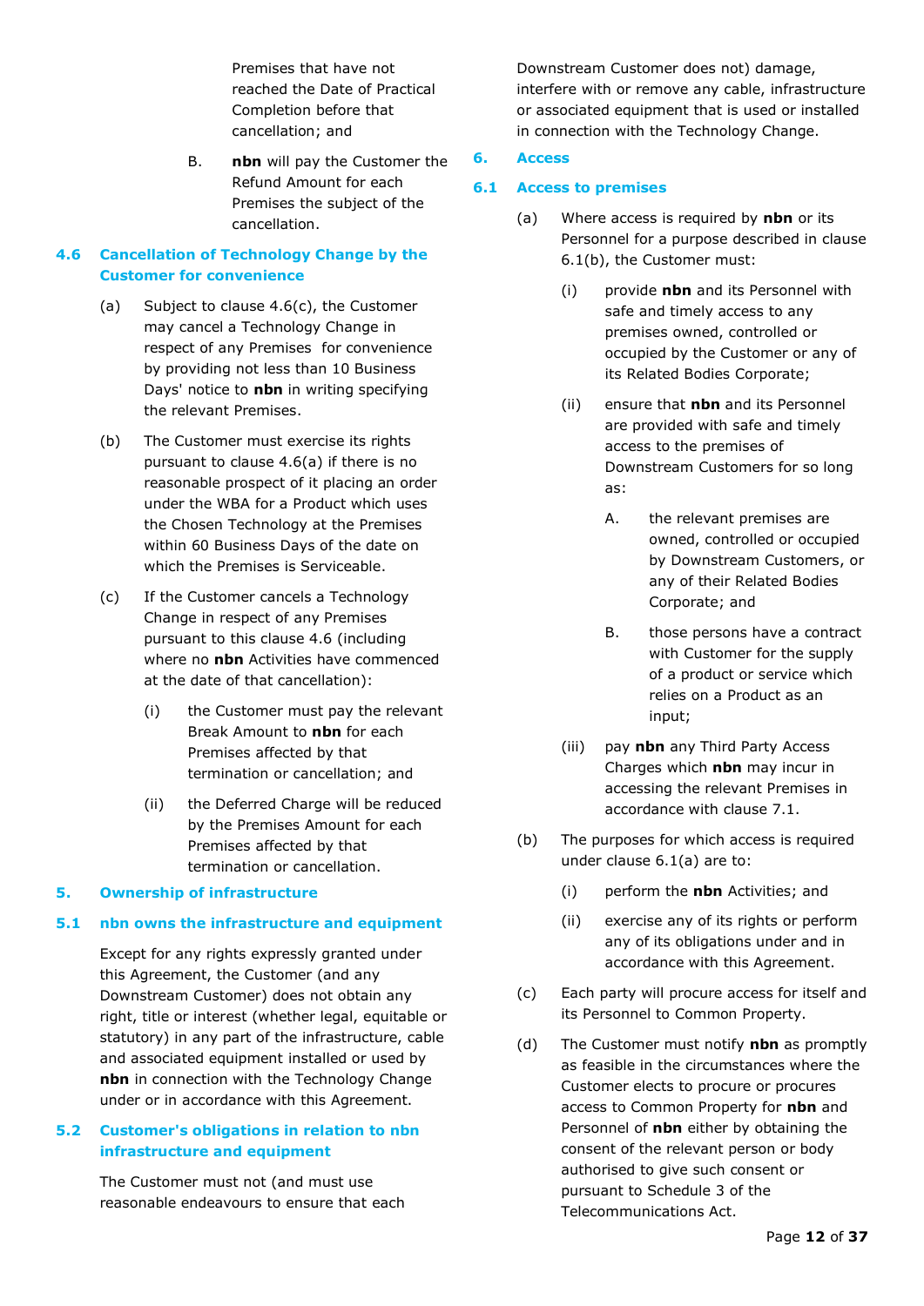Premises that have not reached the Date of Practical Completion before that cancellation; and

B. **nbn** will pay the Customer the Refund Amount for each Premises the subject of the cancellation.

### 4.6 Cancellation of Technology Change by the Customer for convenience

(a) Subject to clause 4.6(c), the Customer may cancel a Technology Change in respect of any Premises for convenience by providing not less than 10 Business Days' notice to **nbn** in writing specifying the relevant Premises.

(b) The Customer must exercise its rights pursuant to clause 4.6(a) if there is no reasonable prospect of it placing an order under the WBA for a Product which uses the Chosen Technology at the Premises within 60 Business Days of the date on which the Premises is Serviceable.

(c) If the Customer cancels a Technology Change in respect of any Premises pursuant to this clause 4.6 (including where no **nbn** Activities have commenced at the date of that cancellation):

(i) the Customer must pay the relevant Break Amount to **nbn** for each Premises affected by that termination or cancellation; and

(ii) the Deferred Charge will be reduced by the Premises Amount for each Premises affected by that termination or cancellation.

## 5. Ownership of infrastructure

### 5.1 nbn owns the infrastructure and equipment

Except for any rights expressly granted under this Agreement, the Customer (and any Downstream Customer) does not obtain any right, title or interest (whether legal, equitable or statutory) in any part of the infrastructure, cable and associated equipment installed or used by **nbn** in connection with the Technology Change under or in accordance with this Agreement.

### 5.2 Customer's obligations in relation to nbn infrastructure and equipment

The Customer must not (and must use reasonable endeavours to ensure that each Downstream Customer does not) damage, interfere with or remove any cable, infrastructure or associated equipment that is used or installed in connection with the Technology Change.

## 6. Access

### 6.1 Access to premises

(a) Where access is required by **nbn** or its Personnel for a purpose described in clause 6.1(b), the Customer must:

(i) provide **nbn** and its Personnel with safe and timely access to any premises owned, controlled or occupied by the Customer or any of its Related Bodies Corporate;

(ii) ensure that **nbn** and its Personnel are provided with safe and timely access to the premises of Downstream Customers for so long as:

A. the relevant premises are owned, controlled or occupied by Downstream Customers, or any of their Related Bodies Corporate; and

B. those persons have a contract with Customer for the supply of a product or service which relies on a Product as an input;

(iii) pay **nbn** any Third Party Access Charges which **nbn** may incur in accessing the relevant Premises in accordance with clause 7.1.

(b) The purposes for which access is required under clause 6.1(a) are to:

(i) perform the **nbn** Activities; and

(ii) exercise any of its rights or perform any of its obligations under and in accordance with this Agreement.

(c) Each party will procure access for itself and its Personnel to Common Property.

(d) The Customer must notify **nbn** as promptly as feasible in the circumstances where the Customer elects to procure or procures access to Common Property for **nbn** and Personnel of **nbn** either by obtaining the consent of the relevant person or body authorised to give such consent or pursuant to Schedule 3 of the Telecommunications Act.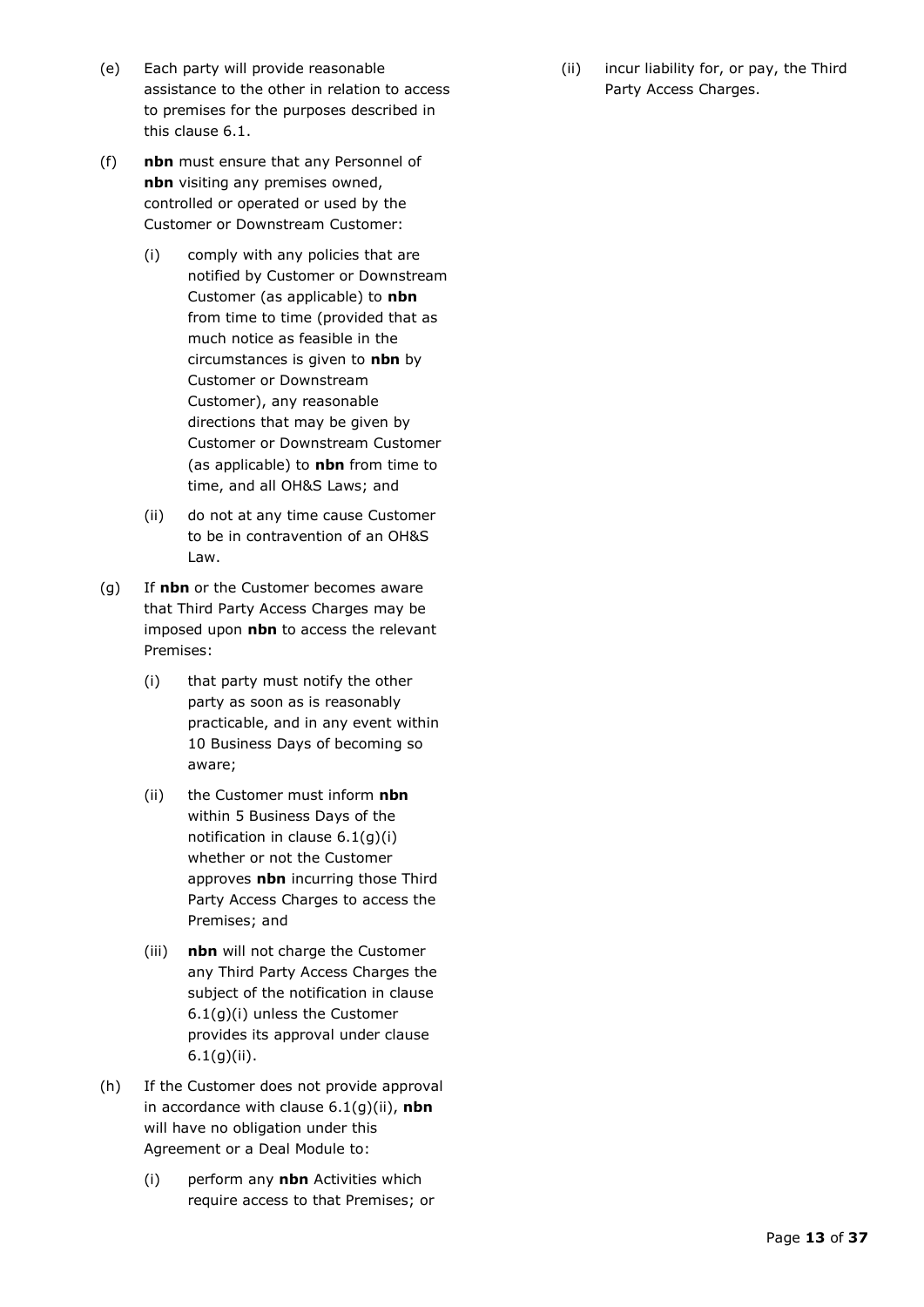(e) Each party will provide reasonable assistance to the other in relation to access to premises for the purposes described in this clause 6.1.

(f) **nbn** must ensure that any Personnel of **nbn** visiting any premises owned, controlled or operated or used by the Customer or Downstream Customer:

  (i) comply with any policies that are notified by Customer or Downstream Customer (as applicable) to **nbn** from time to time (provided that as much notice as feasible in the circumstances is given to **nbn** by Customer or Downstream Customer), any reasonable directions that may be given by Customer or Downstream Customer (as applicable) to **nbn** from time to time, and all OH&S Laws; and

  (ii) do not at any time cause Customer to be in contravention of an OH&S Law.

(g) If **nbn** or the Customer becomes aware that Third Party Access Charges may be imposed upon **nbn** to access the relevant Premises:

  (i) that party must notify the other party as soon as is reasonably practicable, and in any event within 10 Business Days of becoming so aware;

  (ii) the Customer must inform **nbn** within 5 Business Days of the notification in clause 6.1(g)(i) whether or not the Customer approves **nbn** incurring those Third Party Access Charges to access the Premises; and

  (iii) **nbn** will not charge the Customer any Third Party Access Charges the subject of the notification in clause 6.1(g)(i) unless the Customer provides its approval under clause 6.1(g)(ii).

(h) If the Customer does not provide approval in accordance with clause 6.1(g)(ii), **nbn** will have no obligation under this Agreement or a Deal Module to:

  (i) perform any **nbn** Activities which require access to that Premises; or

  (ii) incur liability for, or pay, the Third Party Access Charges.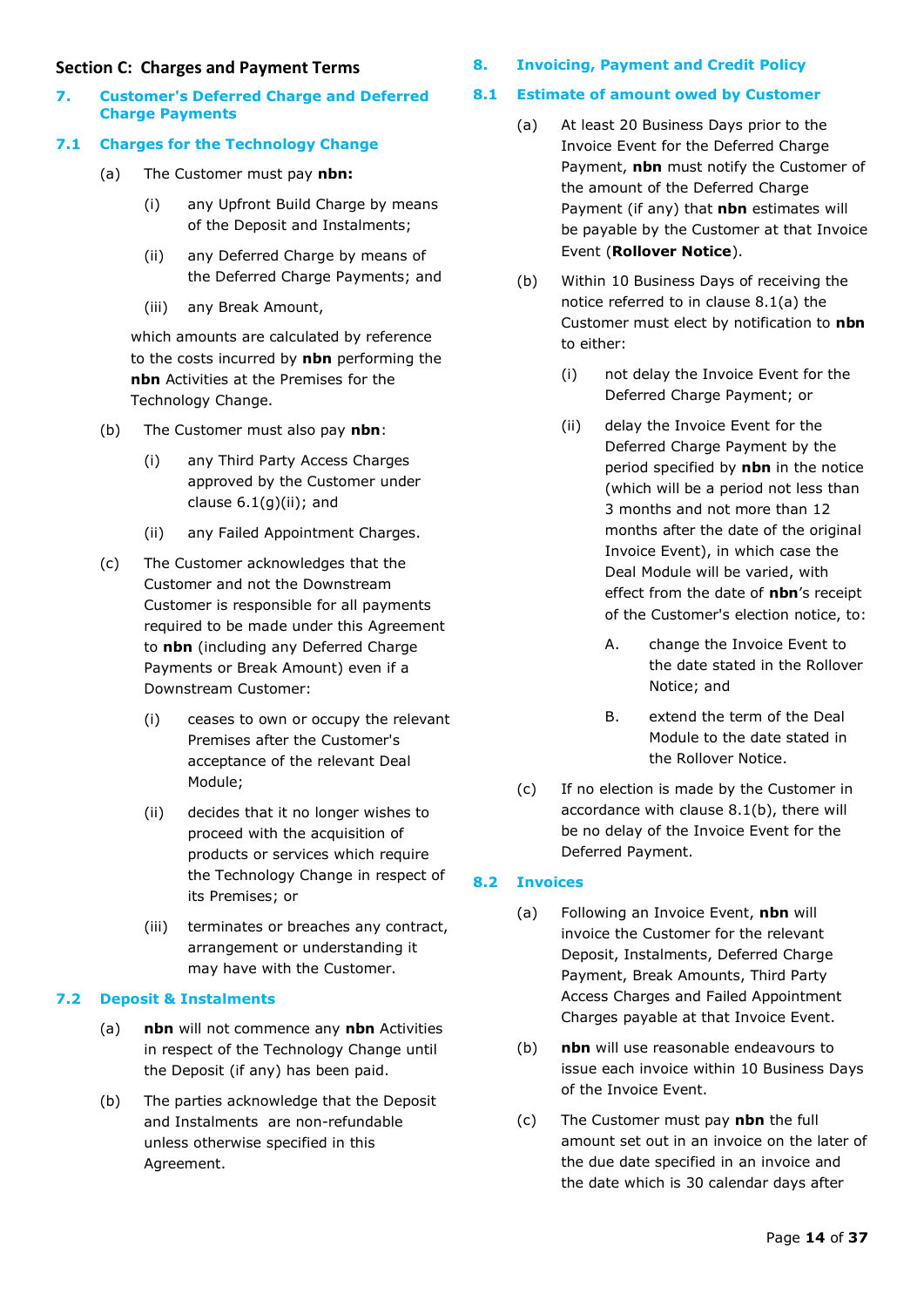## Section C: Charges and Payment Terms

### 7. Customer's Deferred Charge and Deferred Charge Payments

#### 7.1 Charges for the Technology Change

(a) The Customer must pay **nbn:**

(i) any Upfront Build Charge by means of the Deposit and Instalments;

(ii) any Deferred Charge by means of the Deferred Charge Payments; and

(iii) any Break Amount,

which amounts are calculated by reference to the costs incurred by **nbn** performing the **nbn** Activities at the Premises for the Technology Change.

(b) The Customer must also pay **nbn**:

(i) any Third Party Access Charges approved by the Customer under clause 6.1(g)(ii); and

(ii) any Failed Appointment Charges.

(c) The Customer acknowledges that the Customer and not the Downstream Customer is responsible for all payments required to be made under this Agreement to **nbn** (including any Deferred Charge Payments or Break Amount) even if a Downstream Customer:

(i) ceases to own or occupy the relevant Premises after the Customer's acceptance of the relevant Deal Module;

(ii) decides that it no longer wishes to proceed with the acquisition of products or services which require the Technology Change in respect of its Premises; or

(iii) terminates or breaches any contract, arrangement or understanding it may have with the Customer.

#### 7.2 Deposit & Instalments

(a) **nbn** will not commence any **nbn** Activities in respect of the Technology Change until the Deposit (if any) has been paid.

(b) The parties acknowledge that the Deposit and Instalments are non-refundable unless otherwise specified in this Agreement.

### 8. Invoicing, Payment and Credit Policy

#### 8.1 Estimate of amount owed by Customer

(a) At least 20 Business Days prior to the Invoice Event for the Deferred Charge Payment, **nbn** must notify the Customer of the amount of the Deferred Charge Payment (if any) that **nbn** estimates will be payable by the Customer at that Invoice Event (**Rollover Notice**).

(b) Within 10 Business Days of receiving the notice referred to in clause 8.1(a) the Customer must elect by notification to **nbn** to either:

(i) not delay the Invoice Event for the Deferred Charge Payment; or

(ii) delay the Invoice Event for the Deferred Charge Payment by the period specified by **nbn** in the notice (which will be a period not less than 3 months and not more than 12 months after the date of the original Invoice Event), in which case the Deal Module will be varied, with effect from the date of **nbn**'s receipt of the Customer's election notice, to:

A. change the Invoice Event to the date stated in the Rollover Notice; and

B. extend the term of the Deal Module to the date stated in the Rollover Notice.

(c) If no election is made by the Customer in accordance with clause 8.1(b), there will be no delay of the Invoice Event for the Deferred Payment.

#### 8.2 Invoices

(a) Following an Invoice Event, **nbn** will invoice the Customer for the relevant Deposit, Instalments, Deferred Charge Payment, Break Amounts, Third Party Access Charges and Failed Appointment Charges payable at that Invoice Event.

(b) **nbn** will use reasonable endeavours to issue each invoice within 10 Business Days of the Invoice Event.

(c) The Customer must pay **nbn** the full amount set out in an invoice on the later of the due date specified in an invoice and the date which is 30 calendar days after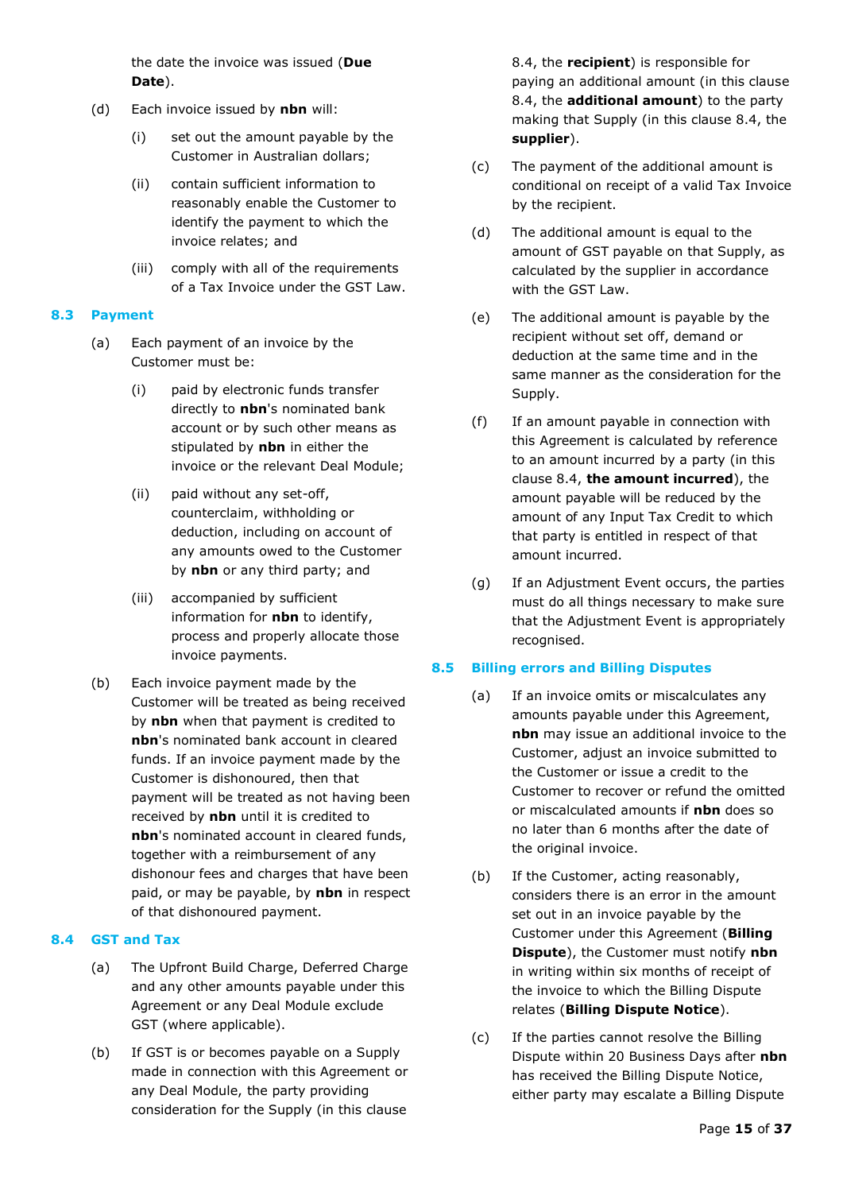the date the invoice was issued (**Due Date**).

(d) Each invoice issued by **nbn** will:

(i) set out the amount payable by the Customer in Australian dollars;

(ii) contain sufficient information to reasonably enable the Customer to identify the payment to which the invoice relates; and

(iii) comply with all of the requirements of a Tax Invoice under the GST Law.

### 8.3 Payment

(a) Each payment of an invoice by the Customer must be:

(i) paid by electronic funds transfer directly to **nbn**'s nominated bank account or by such other means as stipulated by **nbn** in either the invoice or the relevant Deal Module;

(ii) paid without any set-off, counterclaim, withholding or deduction, including on account of any amounts owed to the Customer by **nbn** or any third party; and

(iii) accompanied by sufficient information for **nbn** to identify, process and properly allocate those invoice payments.

(b) Each invoice payment made by the Customer will be treated as being received by **nbn** when that payment is credited to **nbn**'s nominated bank account in cleared funds. If an invoice payment made by the Customer is dishonoured, then that payment will be treated as not having been received by **nbn** until it is credited to **nbn**'s nominated account in cleared funds, together with a reimbursement of any dishonour fees and charges that have been paid, or may be payable, by **nbn** in respect of that dishonoured payment.

### 8.4 GST and Tax

(a) The Upfront Build Charge, Deferred Charge and any other amounts payable under this Agreement or any Deal Module exclude GST (where applicable).

(b) If GST is or becomes payable on a Supply made in connection with this Agreement or any Deal Module, the party providing consideration for the Supply (in this clause 8.4, the **recipient**) is responsible for paying an additional amount (in this clause 8.4, the **additional amount**) to the party making that Supply (in this clause 8.4, the **supplier**).

(c) The payment of the additional amount is conditional on receipt of a valid Tax Invoice by the recipient.

(d) The additional amount is equal to the amount of GST payable on that Supply, as calculated by the supplier in accordance with the GST Law.

(e) The additional amount is payable by the recipient without set off, demand or deduction at the same time and in the same manner as the consideration for the Supply.

(f) If an amount payable in connection with this Agreement is calculated by reference to an amount incurred by a party (in this clause 8.4, **the amount incurred**), the amount payable will be reduced by the amount of any Input Tax Credit to which that party is entitled in respect of that amount incurred.

(g) If an Adjustment Event occurs, the parties must do all things necessary to make sure that the Adjustment Event is appropriately recognised.

### 8.5 Billing errors and Billing Disputes

(a) If an invoice omits or miscalculates any amounts payable under this Agreement, **nbn** may issue an additional invoice to the Customer, adjust an invoice submitted to the Customer or issue a credit to the Customer to recover or refund the omitted or miscalculated amounts if **nbn** does so no later than 6 months after the date of the original invoice.

(b) If the Customer, acting reasonably, considers there is an error in the amount set out in an invoice payable by the Customer under this Agreement (**Billing Dispute**), the Customer must notify **nbn** in writing within six months of receipt of the invoice to which the Billing Dispute relates (**Billing Dispute Notice**).

(c) If the parties cannot resolve the Billing Dispute within 20 Business Days after **nbn** has received the Billing Dispute Notice, either party may escalate a Billing Dispute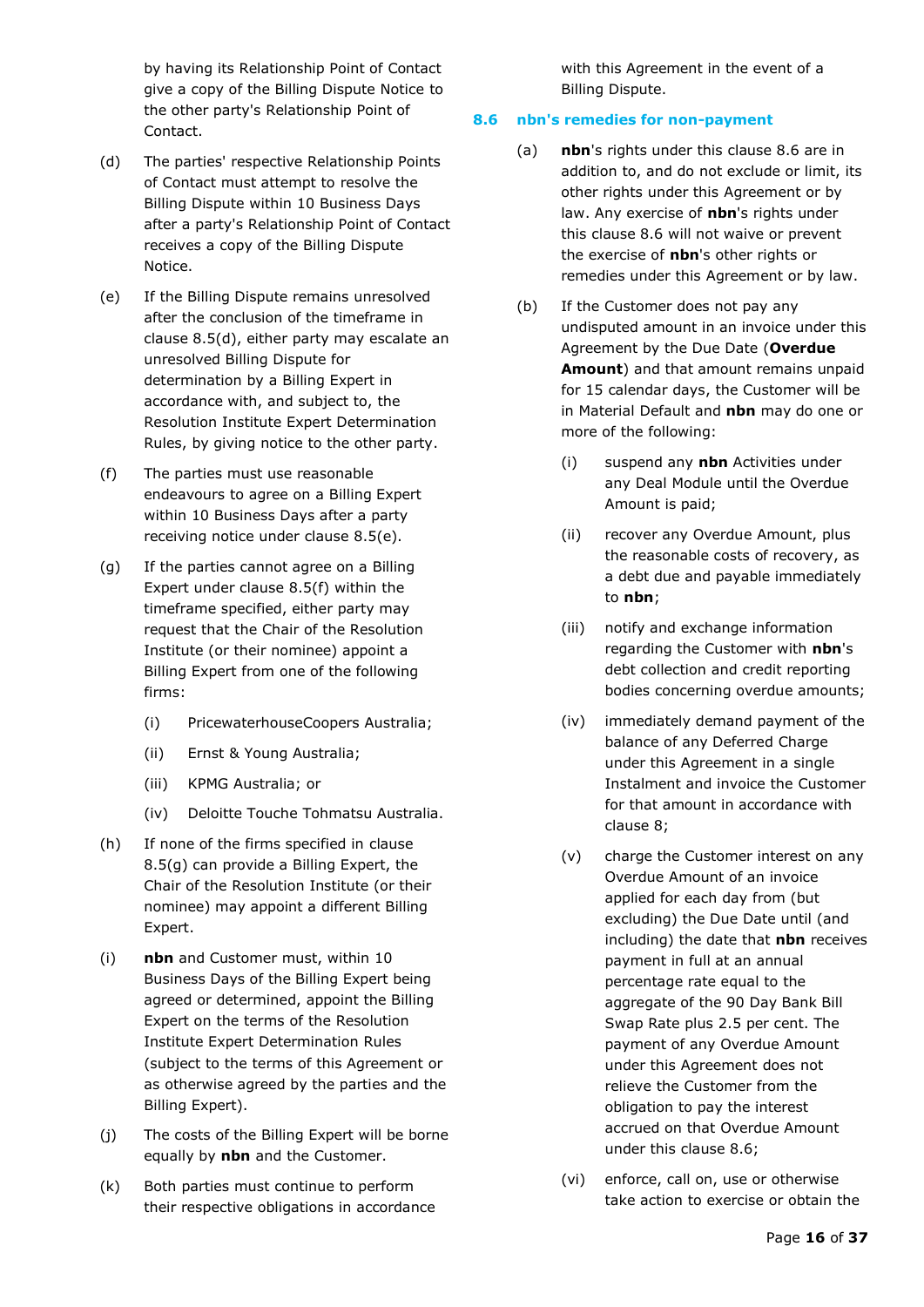by having its Relationship Point of Contact give a copy of the Billing Dispute Notice to the other party's Relationship Point of Contact.

(d) The parties' respective Relationship Points of Contact must attempt to resolve the Billing Dispute within 10 Business Days after a party's Relationship Point of Contact receives a copy of the Billing Dispute Notice.

(e) If the Billing Dispute remains unresolved after the conclusion of the timeframe in clause 8.5(d), either party may escalate an unresolved Billing Dispute for determination by a Billing Expert in accordance with, and subject to, the Resolution Institute Expert Determination Rules, by giving notice to the other party.

(f) The parties must use reasonable endeavours to agree on a Billing Expert within 10 Business Days after a party receiving notice under clause 8.5(e).

(g) If the parties cannot agree on a Billing Expert under clause 8.5(f) within the timeframe specified, either party may request that the Chair of the Resolution Institute (or their nominee) appoint a Billing Expert from one of the following firms:

  (i) PricewaterhouseCoopers Australia;

  (ii) Ernst & Young Australia;

  (iii) KPMG Australia; or

  (iv) Deloitte Touche Tohmatsu Australia.

(h) If none of the firms specified in clause 8.5(g) can provide a Billing Expert, the Chair of the Resolution Institute (or their nominee) may appoint a different Billing Expert.

(i) **nbn** and Customer must, within 10 Business Days of the Billing Expert being agreed or determined, appoint the Billing Expert on the terms of the Resolution Institute Expert Determination Rules (subject to the terms of this Agreement or as otherwise agreed by the parties and the Billing Expert).

(j) The costs of the Billing Expert will be borne equally by **nbn** and the Customer.

(k) Both parties must continue to perform their respective obligations in accordance with this Agreement in the event of a Billing Dispute.

## 8.6 nbn's remedies for non-payment

(a) **nbn**'s rights under this clause 8.6 are in addition to, and do not exclude or limit, its other rights under this Agreement or by law. Any exercise of **nbn**'s rights under this clause 8.6 will not waive or prevent the exercise of **nbn**'s other rights or remedies under this Agreement or by law.

(b) If the Customer does not pay any undisputed amount in an invoice under this Agreement by the Due Date (**Overdue Amount**) and that amount remains unpaid for 15 calendar days, the Customer will be in Material Default and **nbn** may do one or more of the following:

  (i) suspend any **nbn** Activities under any Deal Module until the Overdue Amount is paid;

  (ii) recover any Overdue Amount, plus the reasonable costs of recovery, as a debt due and payable immediately to **nbn**;

  (iii) notify and exchange information regarding the Customer with **nbn**'s debt collection and credit reporting bodies concerning overdue amounts;

  (iv) immediately demand payment of the balance of any Deferred Charge under this Agreement in a single Instalment and invoice the Customer for that amount in accordance with clause 8;

  (v) charge the Customer interest on any Overdue Amount of an invoice applied for each day from (but excluding) the Due Date until (and including) the date that **nbn** receives payment in full at an annual percentage rate equal to the aggregate of the 90 Day Bank Bill Swap Rate plus 2.5 per cent. The payment of any Overdue Amount under this Agreement does not relieve the Customer from the obligation to pay the interest accrued on that Overdue Amount under this clause 8.6;

  (vi) enforce, call on, use or otherwise take action to exercise or obtain the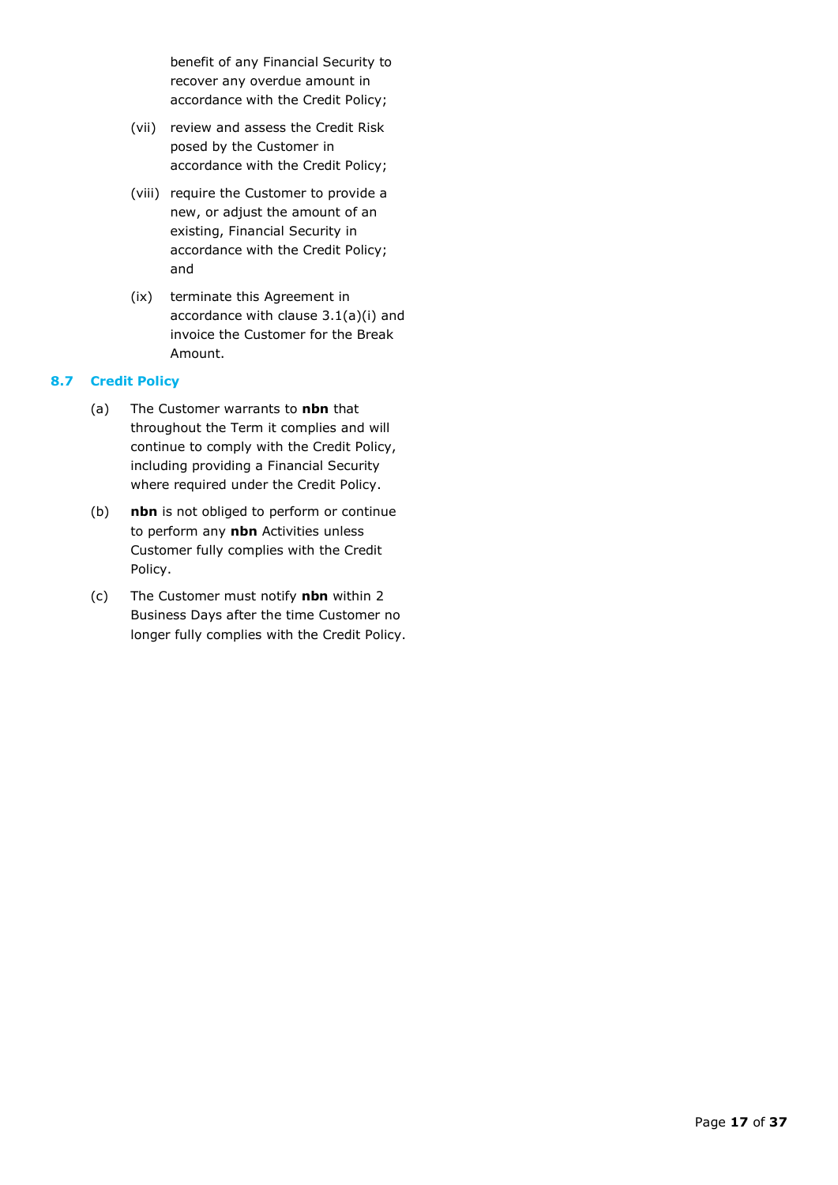benefit of any Financial Security to recover any overdue amount in accordance with the Credit Policy;

(vii) review and assess the Credit Risk posed by the Customer in accordance with the Credit Policy;

(viii) require the Customer to provide a new, or adjust the amount of an existing, Financial Security in accordance with the Credit Policy; and

(ix) terminate this Agreement in accordance with clause 3.1(a)(i) and invoice the Customer for the Break Amount.

### 8.7 Credit Policy

(a) The Customer warrants to **nbn** that throughout the Term it complies and will continue to comply with the Credit Policy, including providing a Financial Security where required under the Credit Policy.

(b) **nbn** is not obliged to perform or continue to perform any **nbn** Activities unless Customer fully complies with the Credit Policy.

(c) The Customer must notify **nbn** within 2 Business Days after the time Customer no longer fully complies with the Credit Policy.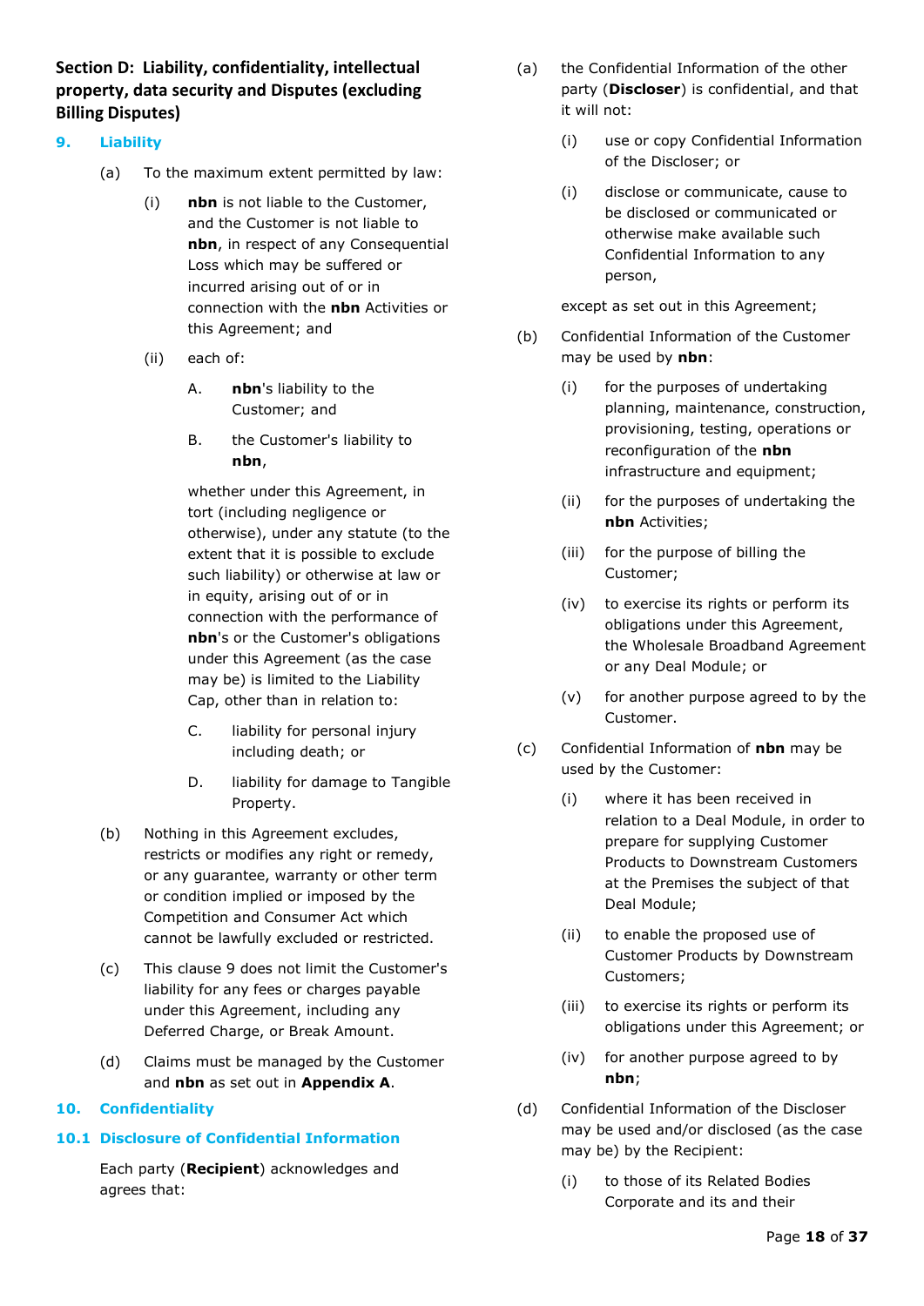## Section D: Liability, confidentiality, intellectual property, data security and Disputes (excluding Billing Disputes)

### 9. Liability

(a) To the maximum extent permitted by law:

(i) **nbn** is not liable to the Customer, and the Customer is not liable to **nbn**, in respect of any Consequential Loss which may be suffered or incurred arising out of or in connection with the **nbn** Activities or this Agreement; and

(ii) each of:

A. **nbn**'s liability to the Customer; and

B. the Customer's liability to **nbn**,

whether under this Agreement, in tort (including negligence or otherwise), under any statute (to the extent that it is possible to exclude such liability) or otherwise at law or in equity, arising out of or in connection with the performance of **nbn**'s or the Customer's obligations under this Agreement (as the case may be) is limited to the Liability Cap, other than in relation to:

C. liability for personal injury including death; or

D. liability for damage to Tangible Property.

(b) Nothing in this Agreement excludes, restricts or modifies any right or remedy, or any guarantee, warranty or other term or condition implied or imposed by the Competition and Consumer Act which cannot be lawfully excluded or restricted.

(c) This clause 9 does not limit the Customer's liability for any fees or charges payable under this Agreement, including any Deferred Charge, or Break Amount.

(d) Claims must be managed by the Customer and **nbn** as set out in **Appendix A**.

### 10. Confidentiality

### 10.1 Disclosure of Confidential Information

Each party (**Recipient**) acknowledges and agrees that:

(a) the Confidential Information of the other party (**Discloser**) is confidential, and that it will not:

(i) use or copy Confidential Information of the Discloser; or

(i) disclose or communicate, cause to be disclosed or communicated or otherwise make available such Confidential Information to any person,

except as set out in this Agreement;

(b) Confidential Information of the Customer may be used by **nbn**:

(i) for the purposes of undertaking planning, maintenance, construction, provisioning, testing, operations or reconfiguration of the **nbn** infrastructure and equipment;

(ii) for the purposes of undertaking the **nbn** Activities;

(iii) for the purpose of billing the Customer;

(iv) to exercise its rights or perform its obligations under this Agreement, the Wholesale Broadband Agreement or any Deal Module; or

(v) for another purpose agreed to by the Customer.

(c) Confidential Information of **nbn** may be used by the Customer:

(i) where it has been received in relation to a Deal Module, in order to prepare for supplying Customer Products to Downstream Customers at the Premises the subject of that Deal Module;

(ii) to enable the proposed use of Customer Products by Downstream Customers;

(iii) to exercise its rights or perform its obligations under this Agreement; or

(iv) for another purpose agreed to by **nbn**;

(d) Confidential Information of the Discloser may be used and/or disclosed (as the case may be) by the Recipient:

(i) to those of its Related Bodies Corporate and its and their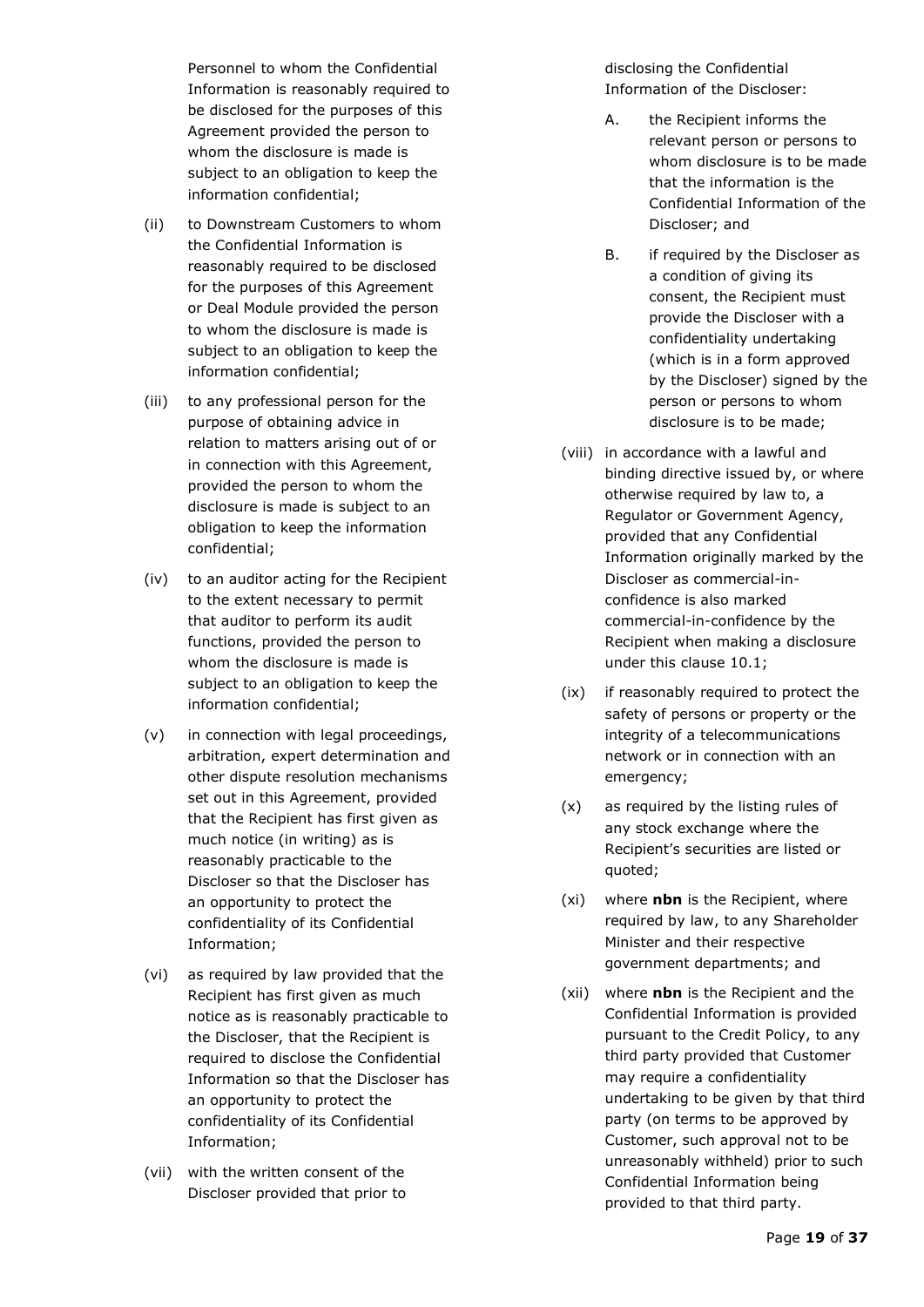Personnel to whom the Confidential Information is reasonably required to be disclosed for the purposes of this Agreement provided the person to whom the disclosure is made is subject to an obligation to keep the information confidential;

(ii) to Downstream Customers to whom the Confidential Information is reasonably required to be disclosed for the purposes of this Agreement or Deal Module provided the person to whom the disclosure is made is subject to an obligation to keep the information confidential;

(iii) to any professional person for the purpose of obtaining advice in relation to matters arising out of or in connection with this Agreement, provided the person to whom the disclosure is made is subject to an obligation to keep the information confidential;

(iv) to an auditor acting for the Recipient to the extent necessary to permit that auditor to perform its audit functions, provided the person to whom the disclosure is made is subject to an obligation to keep the information confidential;

(v) in connection with legal proceedings, arbitration, expert determination and other dispute resolution mechanisms set out in this Agreement, provided that the Recipient has first given as much notice (in writing) as is reasonably practicable to the Discloser so that the Discloser has an opportunity to protect the confidentiality of its Confidential Information;

(vi) as required by law provided that the Recipient has first given as much notice as is reasonably practicable to the Discloser, that the Recipient is required to disclose the Confidential Information so that the Discloser has an opportunity to protect the confidentiality of its Confidential Information;

(vii) with the written consent of the Discloser provided that prior to disclosing the Confidential Information of the Discloser:

   A. the Recipient informs the relevant person or persons to whom disclosure is to be made that the information is the Confidential Information of the Discloser; and

   B. if required by the Discloser as a condition of giving its consent, the Recipient must provide the Discloser with a confidentiality undertaking (which is in a form approved by the Discloser) signed by the person or persons to whom disclosure is to be made;

(viii) in accordance with a lawful and binding directive issued by, or where otherwise required by law to, a Regulator or Government Agency, provided that any Confidential Information originally marked by the Discloser as commercial-in-confidence is also marked commercial-in-confidence by the Recipient when making a disclosure under this clause 10.1;

(ix) if reasonably required to protect the safety of persons or property or the integrity of a telecommunications network or in connection with an emergency;

(x) as required by the listing rules of any stock exchange where the Recipient's securities are listed or quoted;

(xi) where **nbn** is the Recipient, where required by law, to any Shareholder Minister and their respective government departments; and

(xii) where **nbn** is the Recipient and the Confidential Information is provided pursuant to the Credit Policy, to any third party provided that Customer may require a confidentiality undertaking to be given by that third party (on terms to be approved by Customer, such approval not to be unreasonably withheld) prior to such Confidential Information being provided to that third party.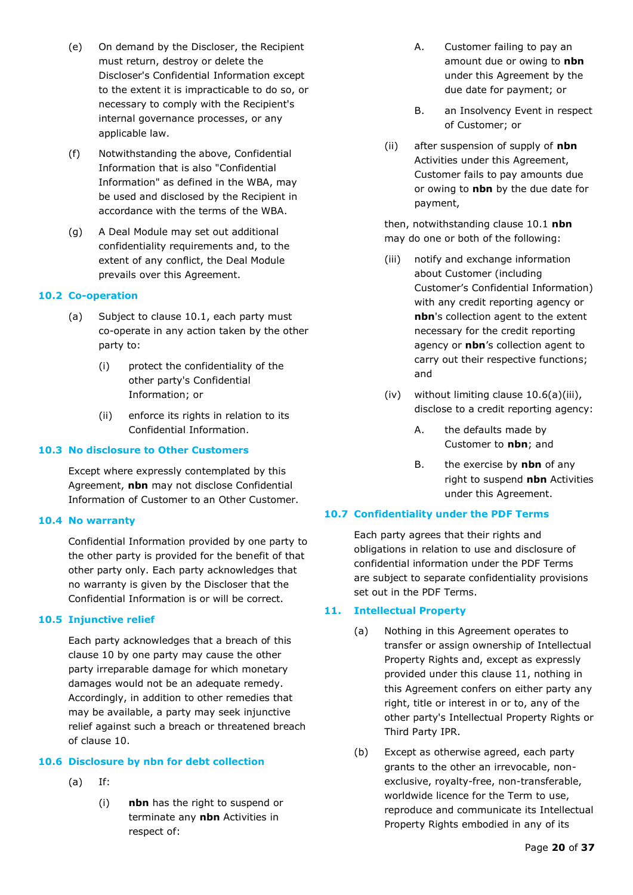(e) On demand by the Discloser, the Recipient must return, destroy or delete the Discloser's Confidential Information except to the extent it is impracticable to do so, or necessary to comply with the Recipient's internal governance processes, or any applicable law.

(f) Notwithstanding the above, Confidential Information that is also "Confidential Information" as defined in the WBA, may be used and disclosed by the Recipient in accordance with the terms of the WBA.

(g) A Deal Module may set out additional confidentiality requirements and, to the extent of any conflict, the Deal Module prevails over this Agreement.

### 10.2 Co-operation

(a) Subject to clause 10.1, each party must co-operate in any action taken by the other party to:

(i) protect the confidentiality of the other party's Confidential Information; or

(ii) enforce its rights in relation to its Confidential Information.

### 10.3 No disclosure to Other Customers

Except where expressly contemplated by this Agreement, **nbn** may not disclose Confidential Information of Customer to an Other Customer.

### 10.4 No warranty

Confidential Information provided by one party to the other party is provided for the benefit of that other party only. Each party acknowledges that no warranty is given by the Discloser that the Confidential Information is or will be correct.

### 10.5 Injunctive relief

Each party acknowledges that a breach of this clause 10 by one party may cause the other party irreparable damage for which monetary damages would not be an adequate remedy. Accordingly, in addition to other remedies that may be available, a party may seek injunctive relief against such a breach or threatened breach of clause 10.

### 10.6 Disclosure by nbn for debt collection

(a) If:

(i) **nbn** has the right to suspend or terminate any **nbn** Activities in respect of:

A. Customer failing to pay an amount due or owing to **nbn** under this Agreement by the due date for payment; or

B. an Insolvency Event in respect of Customer; or

(ii) after suspension of supply of **nbn** Activities under this Agreement, Customer fails to pay amounts due or owing to **nbn** by the due date for payment,

then, notwithstanding clause 10.1 **nbn** may do one or both of the following:

(iii) notify and exchange information about Customer (including Customer's Confidential Information) with any credit reporting agency or **nbn**'s collection agent to the extent necessary for the credit reporting agency or **nbn**'s collection agent to carry out their respective functions; and

(iv) without limiting clause 10.6(a)(iii), disclose to a credit reporting agency:

A. the defaults made by Customer to **nbn**; and

B. the exercise by **nbn** of any right to suspend **nbn** Activities under this Agreement.

### 10.7 Confidentiality under the PDF Terms

Each party agrees that their rights and obligations in relation to use and disclosure of confidential information under the PDF Terms are subject to separate confidentiality provisions set out in the PDF Terms.

## 11. Intellectual Property

(a) Nothing in this Agreement operates to transfer or assign ownership of Intellectual Property Rights and, except as expressly provided under this clause 11, nothing in this Agreement confers on either party any right, title or interest in or to, any of the other party's Intellectual Property Rights or Third Party IPR.

(b) Except as otherwise agreed, each party grants to the other an irrevocable, non-exclusive, royalty-free, non-transferable, worldwide licence for the Term to use, reproduce and communicate its Intellectual Property Rights embodied in any of its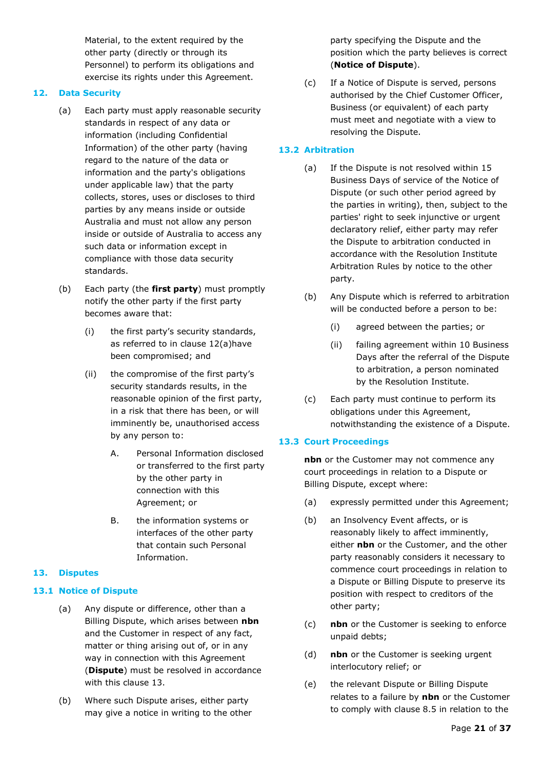Material, to the extent required by the other party (directly or through its Personnel) to perform its obligations and exercise its rights under this Agreement.

## 12. Data Security

(a) Each party must apply reasonable security standards in respect of any data or information (including Confidential Information) of the other party (having regard to the nature of the data or information and the party's obligations under applicable law) that the party collects, stores, uses or discloses to third parties by any means inside or outside Australia and must not allow any person inside or outside of Australia to access any such data or information except in compliance with those data security standards.

(b) Each party (the **first party**) must promptly notify the other party if the first party becomes aware that:

(i) the first party's security standards, as referred to in clause 12(a)have been compromised; and

(ii) the compromise of the first party's security standards results, in the reasonable opinion of the first party, in a risk that there has been, or will imminently be, unauthorised access by any person to:

A. Personal Information disclosed or transferred to the first party by the other party in connection with this Agreement; or

B. the information systems or interfaces of the other party that contain such Personal Information.

## 13. Disputes

### 13.1 Notice of Dispute

(a) Any dispute or difference, other than a Billing Dispute, which arises between **nbn** and the Customer in respect of any fact, matter or thing arising out of, or in any way in connection with this Agreement (**Dispute**) must be resolved in accordance with this clause 13.

(b) Where such Dispute arises, either party may give a notice in writing to the other party specifying the Dispute and the position which the party believes is correct (**Notice of Dispute**).

(c) If a Notice of Dispute is served, persons authorised by the Chief Customer Officer, Business (or equivalent) of each party must meet and negotiate with a view to resolving the Dispute.

### 13.2 Arbitration

(a) If the Dispute is not resolved within 15 Business Days of service of the Notice of Dispute (or such other period agreed by the parties in writing), then, subject to the parties' right to seek injunctive or urgent declaratory relief, either party may refer the Dispute to arbitration conducted in accordance with the Resolution Institute Arbitration Rules by notice to the other party.

(b) Any Dispute which is referred to arbitration will be conducted before a person to be:

(i) agreed between the parties; or

(ii) failing agreement within 10 Business Days after the referral of the Dispute to arbitration, a person nominated by the Resolution Institute.

(c) Each party must continue to perform its obligations under this Agreement, notwithstanding the existence of a Dispute.

### 13.3 Court Proceedings

**nbn** or the Customer may not commence any court proceedings in relation to a Dispute or Billing Dispute, except where:

(a) expressly permitted under this Agreement;

(b) an Insolvency Event affects, or is reasonably likely to affect imminently, either **nbn** or the Customer, and the other party reasonably considers it necessary to commence court proceedings in relation to a Dispute or Billing Dispute to preserve its position with respect to creditors of the other party;

(c) **nbn** or the Customer is seeking to enforce unpaid debts;

(d) **nbn** or the Customer is seeking urgent interlocutory relief; or

(e) the relevant Dispute or Billing Dispute relates to a failure by **nbn** or the Customer to comply with clause 8.5 in relation to the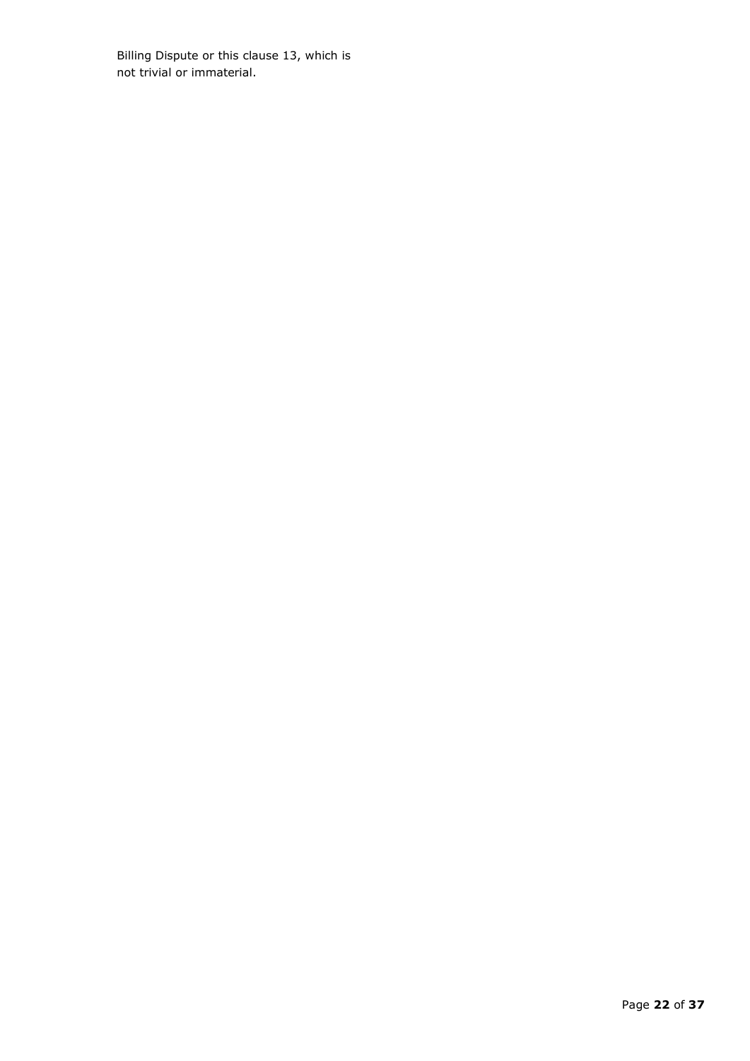Billing Dispute or this clause 13, which is not trivial or immaterial.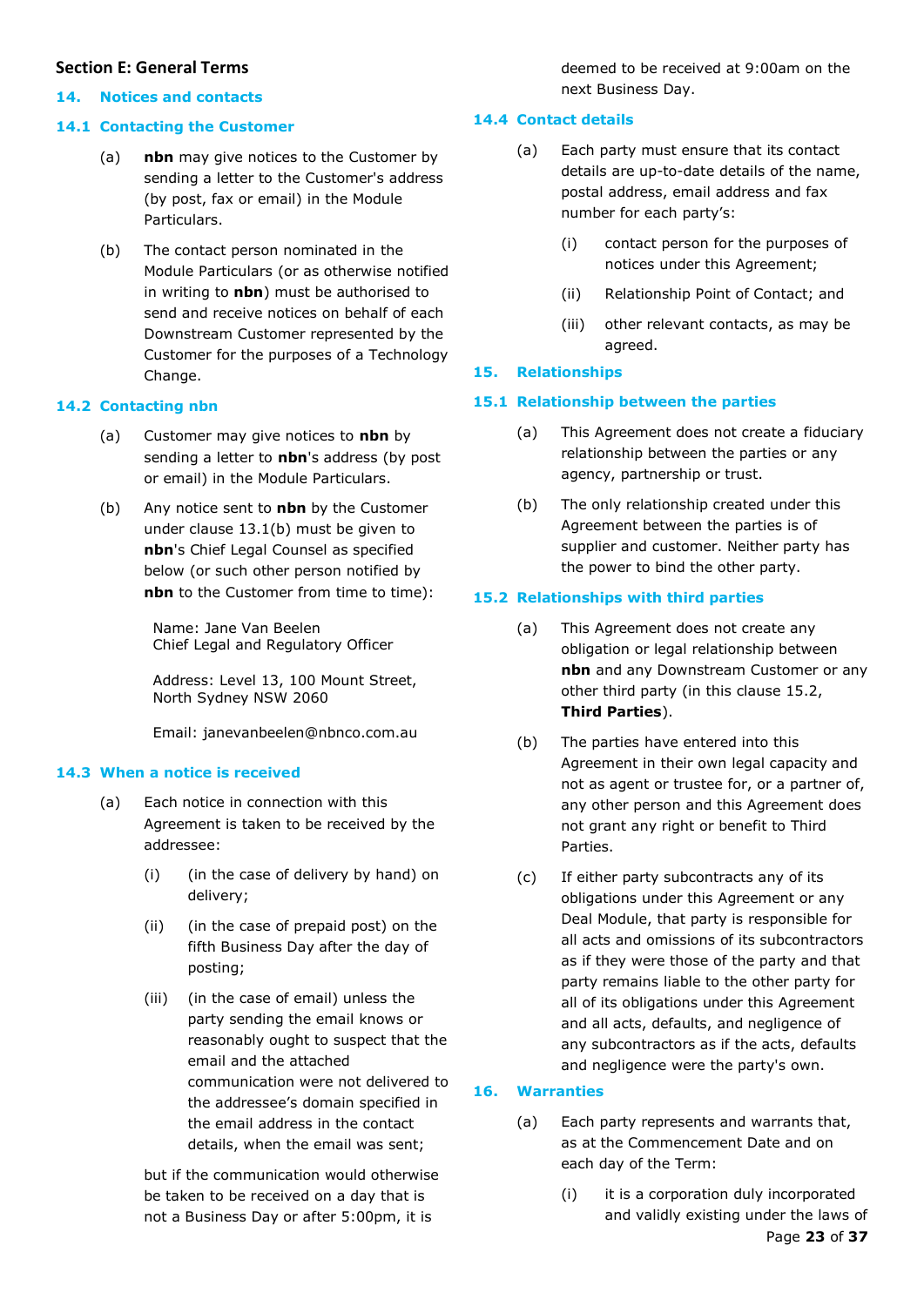## Section E: General Terms

### 14. Notices and contacts

#### 14.1 Contacting the Customer

(a) **nbn** may give notices to the Customer by sending a letter to the Customer's address (by post, fax or email) in the Module Particulars.

(b) The contact person nominated in the Module Particulars (or as otherwise notified in writing to **nbn**) must be authorised to send and receive notices on behalf of each Downstream Customer represented by the Customer for the purposes of a Technology Change.

#### 14.2 Contacting nbn

(a) Customer may give notices to **nbn** by sending a letter to **nbn**'s address (by post or email) in the Module Particulars.

(b) Any notice sent to **nbn** by the Customer under clause 13.1(b) must be given to **nbn**'s Chief Legal Counsel as specified below (or such other person notified by **nbn** to the Customer from time to time):

Name: Jane Van Beelen
Chief Legal and Regulatory Officer

Address: Level 13, 100 Mount Street, North Sydney NSW 2060

Email: janevanbeelen@nbnco.com.au

#### 14.3 When a notice is received

(a) Each notice in connection with this Agreement is taken to be received by the addressee:

(i) (in the case of delivery by hand) on delivery;

(ii) (in the case of prepaid post) on the fifth Business Day after the day of posting;

(iii) (in the case of email) unless the party sending the email knows or reasonably ought to suspect that the email and the attached communication were not delivered to the addressee's domain specified in the email address in the contact details, when the email was sent;

but if the communication would otherwise be taken to be received on a day that is not a Business Day or after 5:00pm, it is deemed to be received at 9:00am on the next Business Day.

#### 14.4 Contact details

(a) Each party must ensure that its contact details are up-to-date details of the name, postal address, email address and fax number for each party's:

(i) contact person for the purposes of notices under this Agreement;

(ii) Relationship Point of Contact; and

(iii) other relevant contacts, as may be agreed.

### 15. Relationships

#### 15.1 Relationship between the parties

(a) This Agreement does not create a fiduciary relationship between the parties or any agency, partnership or trust.

(b) The only relationship created under this Agreement between the parties is of supplier and customer. Neither party has the power to bind the other party.

#### 15.2 Relationships with third parties

(a) This Agreement does not create any obligation or legal relationship between **nbn** and any Downstream Customer or any other third party (in this clause 15.2, **Third Parties**).

(b) The parties have entered into this Agreement in their own legal capacity and not as agent or trustee for, or a partner of, any other person and this Agreement does not grant any right or benefit to Third Parties.

(c) If either party subcontracts any of its obligations under this Agreement or any Deal Module, that party is responsible for all acts and omissions of its subcontractors as if they were those of the party and that party remains liable to the other party for all of its obligations under this Agreement and all acts, defaults, and negligence of any subcontractors as if the acts, defaults and negligence were the party's own.

### 16. Warranties

(a) Each party represents and warrants that, as at the Commencement Date and on each day of the Term:

(i) it is a corporation duly incorporated and validly existing under the laws of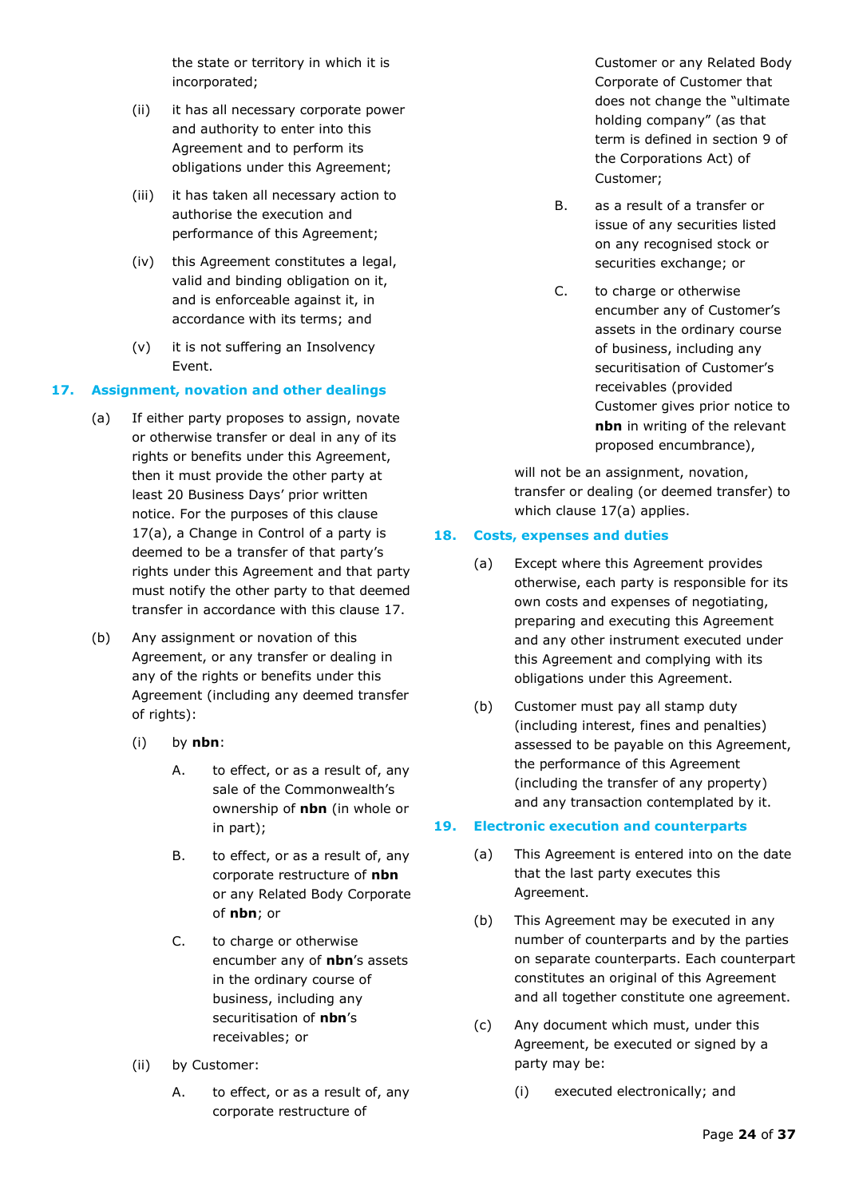the state or territory in which it is incorporated;

(ii) it has all necessary corporate power and authority to enter into this Agreement and to perform its obligations under this Agreement;

(iii) it has taken all necessary action to authorise the execution and performance of this Agreement;

(iv) this Agreement constitutes a legal, valid and binding obligation on it, and is enforceable against it, in accordance with its terms; and

(v) it is not suffering an Insolvency Event.

## 17. Assignment, novation and other dealings

(a) If either party proposes to assign, novate or otherwise transfer or deal in any of its rights or benefits under this Agreement, then it must provide the other party at least 20 Business Days' prior written notice. For the purposes of this clause 17(a), a Change in Control of a party is deemed to be a transfer of that party's rights under this Agreement and that party must notify the other party to that deemed transfer in accordance with this clause 17.

(b) Any assignment or novation of this Agreement, or any transfer or dealing in any of the rights or benefits under this Agreement (including any deemed transfer of rights):

(i) by **nbn**:

A. to effect, or as a result of, any sale of the Commonwealth's ownership of **nbn** (in whole or in part);

B. to effect, or as a result of, any corporate restructure of **nbn** or any Related Body Corporate of **nbn**; or

C. to charge or otherwise encumber any of **nbn**'s assets in the ordinary course of business, including any securitisation of **nbn**'s receivables; or

(ii) by Customer:

A. to effect, or as a result of, any corporate restructure of Customer or any Related Body Corporate of Customer that does not change the "ultimate holding company" (as that term is defined in section 9 of the Corporations Act) of Customer;

B. as a result of a transfer or issue of any securities listed on any recognised stock or securities exchange; or

C. to charge or otherwise encumber any of Customer's assets in the ordinary course of business, including any securitisation of Customer's receivables (provided Customer gives prior notice to **nbn** in writing of the relevant proposed encumbrance),

will not be an assignment, novation, transfer or dealing (or deemed transfer) to which clause 17(a) applies.

## 18. Costs, expenses and duties

(a) Except where this Agreement provides otherwise, each party is responsible for its own costs and expenses of negotiating, preparing and executing this Agreement and any other instrument executed under this Agreement and complying with its obligations under this Agreement.

(b) Customer must pay all stamp duty (including interest, fines and penalties) assessed to be payable on this Agreement, the performance of this Agreement (including the transfer of any property) and any transaction contemplated by it.

## 19. Electronic execution and counterparts

(a) This Agreement is entered into on the date that the last party executes this Agreement.

(b) This Agreement may be executed in any number of counterparts and by the parties on separate counterparts. Each counterpart constitutes an original of this Agreement and all together constitute one agreement.

(c) Any document which must, under this Agreement, be executed or signed by a party may be:

(i) executed electronically; and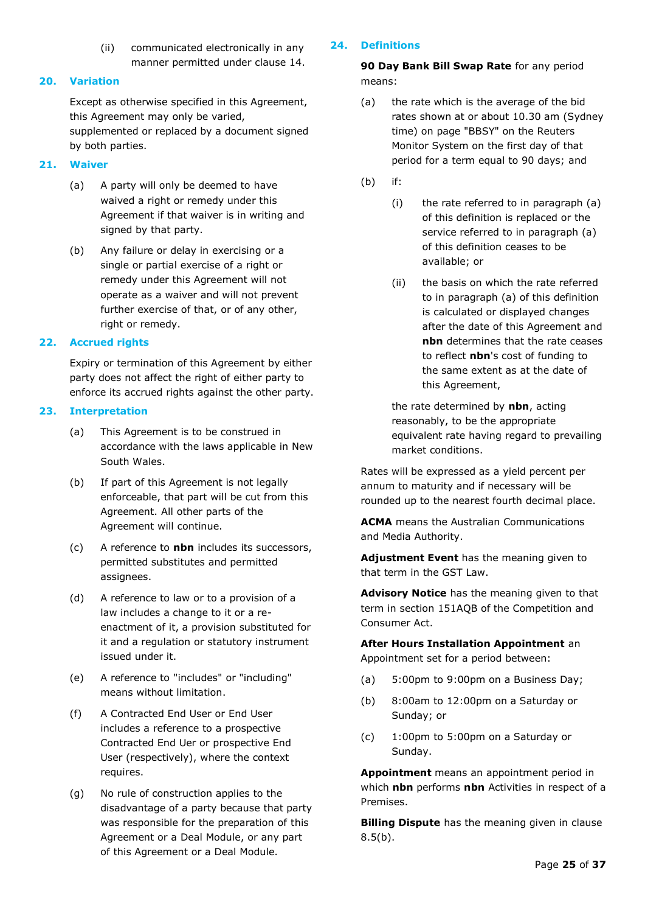(ii) communicated electronically in any manner permitted under clause 14.

## 20. Variation

Except as otherwise specified in this Agreement, this Agreement may only be varied, supplemented or replaced by a document signed by both parties.

## 21. Waiver

(a) A party will only be deemed to have waived a right or remedy under this Agreement if that waiver is in writing and signed by that party.

(b) Any failure or delay in exercising or a single or partial exercise of a right or remedy under this Agreement will not operate as a waiver and will not prevent further exercise of that, or of any other, right or remedy.

## 22. Accrued rights

Expiry or termination of this Agreement by either party does not affect the right of either party to enforce its accrued rights against the other party.

## 23. Interpretation

(a) This Agreement is to be construed in accordance with the laws applicable in New South Wales.

(b) If part of this Agreement is not legally enforceable, that part will be cut from this Agreement. All other parts of the Agreement will continue.

(c) A reference to **nbn** includes its successors, permitted substitutes and permitted assignees.

(d) A reference to law or to a provision of a law includes a change to it or a re-enactment of it, a provision substituted for it and a regulation or statutory instrument issued under it.

(e) A reference to "includes" or "including" means without limitation.

(f) A Contracted End User or End User includes a reference to a prospective Contracted End Uer or prospective End User (respectively), where the context requires.

(g) No rule of construction applies to the disadvantage of a party because that party was responsible for the preparation of this Agreement or a Deal Module, or any part of this Agreement or a Deal Module.

## 24. Definitions

**90 Day Bank Bill Swap Rate** for any period means:

(a) the rate which is the average of the bid rates shown at or about 10.30 am (Sydney time) on page "BBSY" on the Reuters Monitor System on the first day of that period for a term equal to 90 days; and

(b) if:

(i) the rate referred to in paragraph (a) of this definition is replaced or the service referred to in paragraph (a) of this definition ceases to be available; or

(ii) the basis on which the rate referred to in paragraph (a) of this definition is calculated or displayed changes after the date of this Agreement and **nbn** determines that the rate ceases to reflect **nbn**'s cost of funding to the same extent as at the date of this Agreement,

the rate determined by **nbn**, acting reasonably, to be the appropriate equivalent rate having regard to prevailing market conditions.

Rates will be expressed as a yield percent per annum to maturity and if necessary will be rounded up to the nearest fourth decimal place.

**ACMA** means the Australian Communications and Media Authority.

**Adjustment Event** has the meaning given to that term in the GST Law.

**Advisory Notice** has the meaning given to that term in section 151AQB of the Competition and Consumer Act.

**After Hours Installation Appointment** an Appointment set for a period between:

(a) 5:00pm to 9:00pm on a Business Day;

(b) 8:00am to 12:00pm on a Saturday or Sunday; or

(c) 1:00pm to 5:00pm on a Saturday or Sunday.

**Appointment** means an appointment period in which **nbn** performs **nbn** Activities in respect of a Premises.

**Billing Dispute** has the meaning given in clause 8.5(b).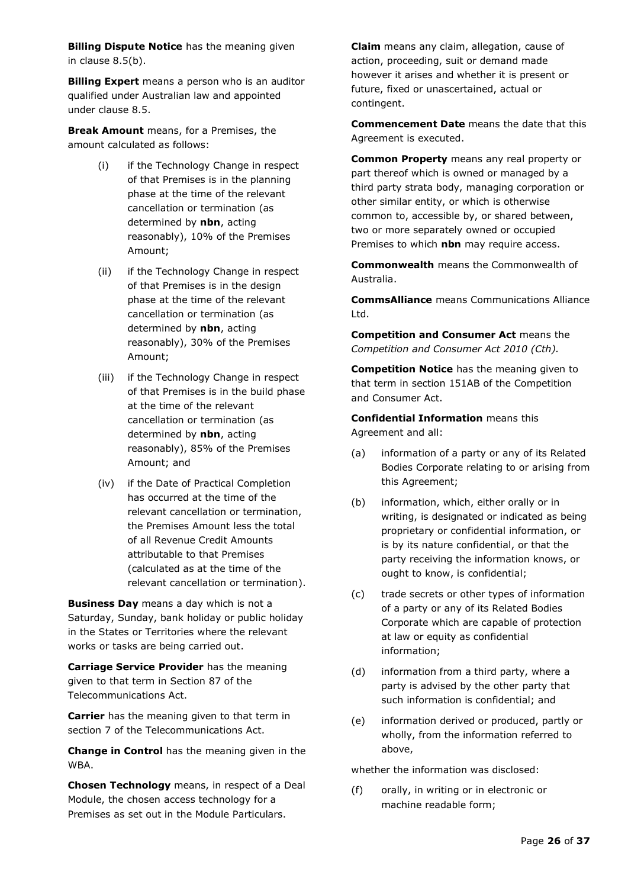**Billing Dispute Notice** has the meaning given in clause 8.5(b).

**Billing Expert** means a person who is an auditor qualified under Australian law and appointed under clause 8.5.

**Break Amount** means, for a Premises, the amount calculated as follows:

(i) if the Technology Change in respect of that Premises is in the planning phase at the time of the relevant cancellation or termination (as determined by **nbn**, acting reasonably), 10% of the Premises Amount;

(ii) if the Technology Change in respect of that Premises is in the design phase at the time of the relevant cancellation or termination (as determined by **nbn**, acting reasonably), 30% of the Premises Amount;

(iii) if the Technology Change in respect of that Premises is in the build phase at the time of the relevant cancellation or termination (as determined by **nbn**, acting reasonably), 85% of the Premises Amount; and

(iv) if the Date of Practical Completion has occurred at the time of the relevant cancellation or termination, the Premises Amount less the total of all Revenue Credit Amounts attributable to that Premises (calculated as at the time of the relevant cancellation or termination).

**Business Day** means a day which is not a Saturday, Sunday, bank holiday or public holiday in the States or Territories where the relevant works or tasks are being carried out.

**Carriage Service Provider** has the meaning given to that term in Section 87 of the Telecommunications Act.

**Carrier** has the meaning given to that term in section 7 of the Telecommunications Act.

**Change in Control** has the meaning given in the WBA.

**Chosen Technology** means, in respect of a Deal Module, the chosen access technology for a Premises as set out in the Module Particulars.

**Claim** means any claim, allegation, cause of action, proceeding, suit or demand made however it arises and whether it is present or future, fixed or unascertained, actual or contingent.

**Commencement Date** means the date that this Agreement is executed.

**Common Property** means any real property or part thereof which is owned or managed by a third party strata body, managing corporation or other similar entity, or which is otherwise common to, accessible by, or shared between, two or more separately owned or occupied Premises to which **nbn** may require access.

**Commonwealth** means the Commonwealth of Australia.

**CommsAlliance** means Communications Alliance Ltd.

**Competition and Consumer Act** means the *Competition and Consumer Act 2010 (Cth).*

**Competition Notice** has the meaning given to that term in section 151AB of the Competition and Consumer Act.

**Confidential Information** means this Agreement and all:

(a) information of a party or any of its Related Bodies Corporate relating to or arising from this Agreement;

(b) information, which, either orally or in writing, is designated or indicated as being proprietary or confidential information, or is by its nature confidential, or that the party receiving the information knows, or ought to know, is confidential;

(c) trade secrets or other types of information of a party or any of its Related Bodies Corporate which are capable of protection at law or equity as confidential information;

(d) information from a third party, where a party is advised by the other party that such information is confidential; and

(e) information derived or produced, partly or wholly, from the information referred to above,

whether the information was disclosed:

(f) orally, in writing or in electronic or machine readable form;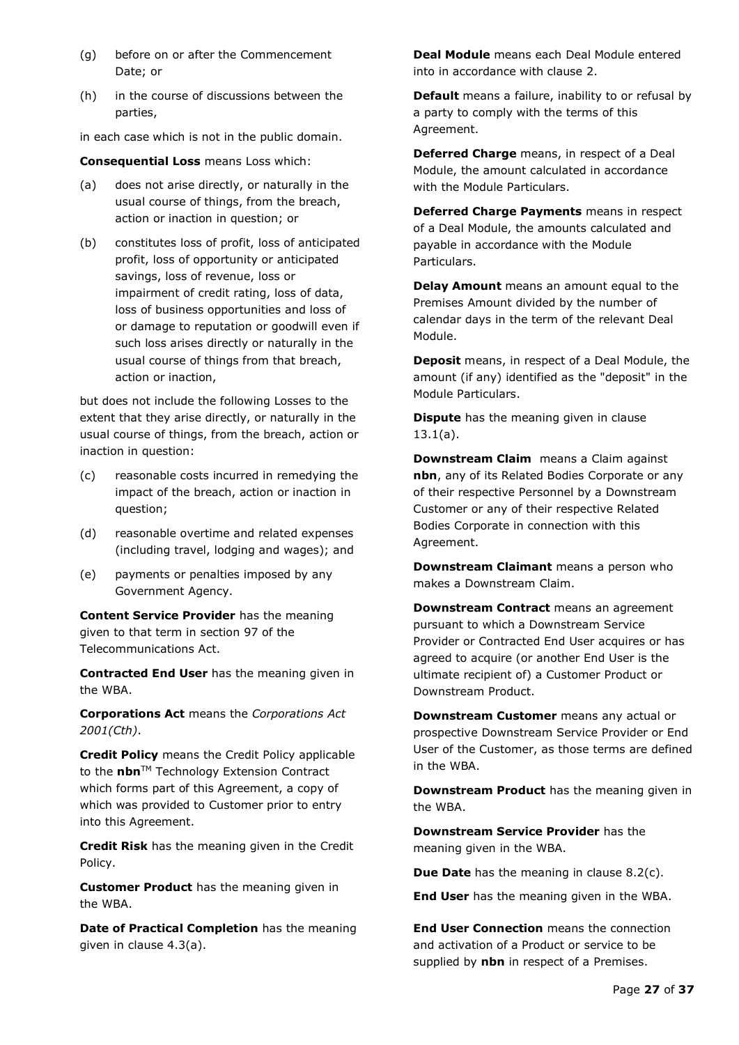(g) before on or after the Commencement Date; or

(h) in the course of discussions between the parties,

in each case which is not in the public domain.

**Consequential Loss** means Loss which:

(a) does not arise directly, or naturally in the usual course of things, from the breach, action or inaction in question; or

(b) constitutes loss of profit, loss of anticipated profit, loss of opportunity or anticipated savings, loss of revenue, loss or impairment of credit rating, loss of data, loss of business opportunities and loss of or damage to reputation or goodwill even if such loss arises directly or naturally in the usual course of things from that breach, action or inaction,

but does not include the following Losses to the extent that they arise directly, or naturally in the usual course of things, from the breach, action or inaction in question:

(c) reasonable costs incurred in remedying the impact of the breach, action or inaction in question;

(d) reasonable overtime and related expenses (including travel, lodging and wages); and

(e) payments or penalties imposed by any Government Agency.

**Content Service Provider** has the meaning given to that term in section 97 of the Telecommunications Act.

**Contracted End User** has the meaning given in the WBA.

**Corporations Act** means the *Corporations Act 2001(Cth)*.

**Credit Policy** means the Credit Policy applicable to the **nbn**™ Technology Extension Contract which forms part of this Agreement, a copy of which was provided to Customer prior to entry into this Agreement.

**Credit Risk** has the meaning given in the Credit Policy.

**Customer Product** has the meaning given in the WBA.

**Date of Practical Completion** has the meaning given in clause 4.3(a).

**Deal Module** means each Deal Module entered into in accordance with clause 2.

**Default** means a failure, inability to or refusal by a party to comply with the terms of this Agreement.

**Deferred Charge** means, in respect of a Deal Module, the amount calculated in accordance with the Module Particulars.

**Deferred Charge Payments** means in respect of a Deal Module, the amounts calculated and payable in accordance with the Module Particulars.

**Delay Amount** means an amount equal to the Premises Amount divided by the number of calendar days in the term of the relevant Deal Module.

**Deposit** means, in respect of a Deal Module, the amount (if any) identified as the "deposit" in the Module Particulars.

**Dispute** has the meaning given in clause 13.1(a).

**Downstream Claim** means a Claim against **nbn**, any of its Related Bodies Corporate or any of their respective Personnel by a Downstream Customer or any of their respective Related Bodies Corporate in connection with this Agreement.

**Downstream Claimant** means a person who makes a Downstream Claim.

**Downstream Contract** means an agreement pursuant to which a Downstream Service Provider or Contracted End User acquires or has agreed to acquire (or another End User is the ultimate recipient of) a Customer Product or Downstream Product.

**Downstream Customer** means any actual or prospective Downstream Service Provider or End User of the Customer, as those terms are defined in the WBA.

**Downstream Product** has the meaning given in the WBA.

**Downstream Service Provider** has the meaning given in the WBA.

**Due Date** has the meaning in clause 8.2(c).

**End User** has the meaning given in the WBA.

**End User Connection** means the connection and activation of a Product or service to be supplied by **nbn** in respect of a Premises.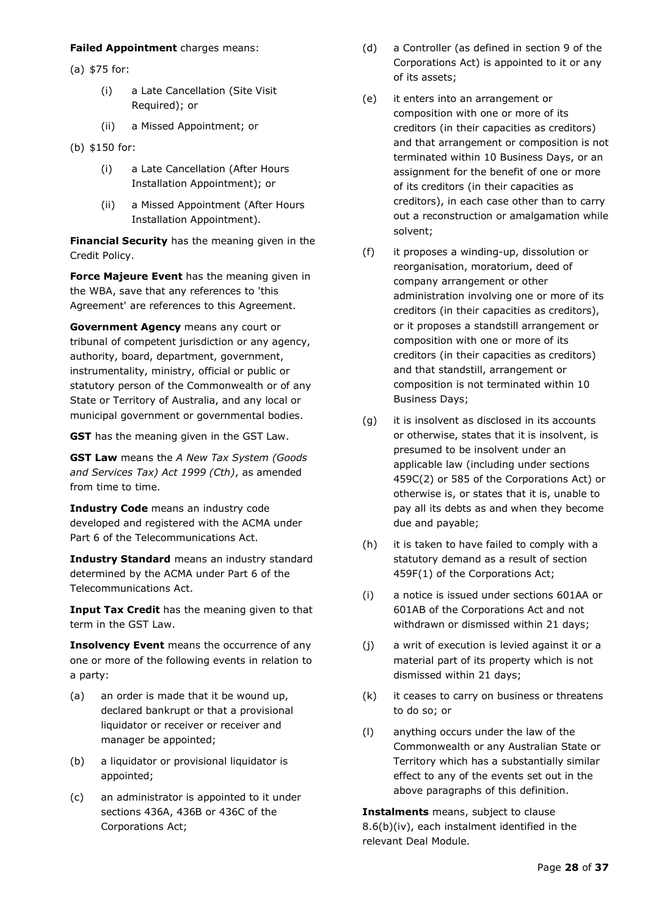**Failed Appointment** charges means:

(a) $75 for:

- (i) a Late Cancellation (Site Visit Required); or
- (ii) a Missed Appointment; or

(b) $150 for:

- (i) a Late Cancellation (After Hours Installation Appointment); or
- (ii) a Missed Appointment (After Hours Installation Appointment).

**Financial Security** has the meaning given in the Credit Policy.

**Force Majeure Event** has the meaning given in the WBA, save that any references to 'this Agreement' are references to this Agreement.

**Government Agency** means any court or tribunal of competent jurisdiction or any agency, authority, board, department, government, instrumentality, ministry, official or public or statutory person of the Commonwealth or of any State or Territory of Australia, and any local or municipal government or governmental bodies.

**GST** has the meaning given in the GST Law.

**GST Law** means the *A New Tax System (Goods and Services Tax) Act 1999 (Cth)*, as amended from time to time.

**Industry Code** means an industry code developed and registered with the ACMA under Part 6 of the Telecommunications Act.

**Industry Standard** means an industry standard determined by the ACMA under Part 6 of the Telecommunications Act.

**Input Tax Credit** has the meaning given to that term in the GST Law.

**Insolvency Event** means the occurrence of any one or more of the following events in relation to a party:

- (a) an order is made that it be wound up, declared bankrupt or that a provisional liquidator or receiver or receiver and manager be appointed;
- (b) a liquidator or provisional liquidator is appointed;
- (c) an administrator is appointed to it under sections 436A, 436B or 436C of the Corporations Act;
- (d) a Controller (as defined in section 9 of the Corporations Act) is appointed to it or any of its assets;
- (e) it enters into an arrangement or composition with one or more of its creditors (in their capacities as creditors) and that arrangement or composition is not terminated within 10 Business Days, or an assignment for the benefit of one or more of its creditors (in their capacities as creditors), in each case other than to carry out a reconstruction or amalgamation while solvent;
- (f) it proposes a winding-up, dissolution or reorganisation, moratorium, deed of company arrangement or other administration involving one or more of its creditors (in their capacities as creditors), or it proposes a standstill arrangement or composition with one or more of its creditors (in their capacities as creditors) and that standstill, arrangement or composition is not terminated within 10 Business Days;
- (g) it is insolvent as disclosed in its accounts or otherwise, states that it is insolvent, is presumed to be insolvent under an applicable law (including under sections 459C(2) or 585 of the Corporations Act) or otherwise is, or states that it is, unable to pay all its debts as and when they become due and payable;
- (h) it is taken to have failed to comply with a statutory demand as a result of section 459F(1) of the Corporations Act;
- (i) a notice is issued under sections 601AA or 601AB of the Corporations Act and not withdrawn or dismissed within 21 days;
- (j) a writ of execution is levied against it or a material part of its property which is not dismissed within 21 days;
- (k) it ceases to carry on business or threatens to do so; or
- (l) anything occurs under the law of the Commonwealth or any Australian State or Territory which has a substantially similar effect to any of the events set out in the above paragraphs of this definition.

**Instalments** means, subject to clause 8.6(b)(iv), each instalment identified in the relevant Deal Module.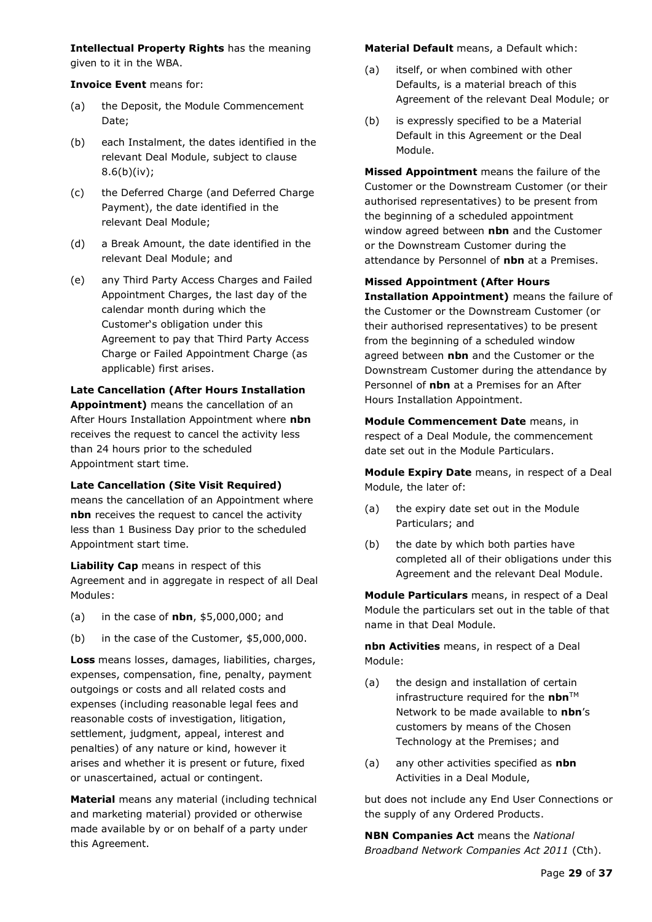**Intellectual Property Rights** has the meaning given to it in the WBA.

**Invoice Event** means for:

(a) the Deposit, the Module Commencement Date;

(b) each Instalment, the dates identified in the relevant Deal Module, subject to clause 8.6(b)(iv);

(c) the Deferred Charge (and Deferred Charge Payment), the date identified in the relevant Deal Module;

(d) a Break Amount, the date identified in the relevant Deal Module; and

(e) any Third Party Access Charges and Failed Appointment Charges, the last day of the calendar month during which the Customer's obligation under this Agreement to pay that Third Party Access Charge or Failed Appointment Charge (as applicable) first arises.

**Late Cancellation (After Hours Installation Appointment)** means the cancellation of an After Hours Installation Appointment where **nbn** receives the request to cancel the activity less than 24 hours prior to the scheduled Appointment start time.

**Late Cancellation (Site Visit Required)** means the cancellation of an Appointment where **nbn** receives the request to cancel the activity less than 1 Business Day prior to the scheduled Appointment start time.

**Liability Cap** means in respect of this Agreement and in aggregate in respect of all Deal Modules:

(a) in the case of **nbn**, $5,000,000; and

(b) in the case of the Customer, $5,000,000.

**Loss** means losses, damages, liabilities, charges, expenses, compensation, fine, penalty, payment outgoings or costs and all related costs and expenses (including reasonable legal fees and reasonable costs of investigation, litigation, settlement, judgment, appeal, interest and penalties) of any nature or kind, however it arises and whether it is present or future, fixed or unascertained, actual or contingent.

**Material** means any material (including technical and marketing material) provided or otherwise made available by or on behalf of a party under this Agreement.

**Material Default** means, a Default which:

(a) itself, or when combined with other Defaults, is a material breach of this Agreement of the relevant Deal Module; or

(b) is expressly specified to be a Material Default in this Agreement or the Deal Module.

**Missed Appointment** means the failure of the Customer or the Downstream Customer (or their authorised representatives) to be present from the beginning of a scheduled appointment window agreed between **nbn** and the Customer or the Downstream Customer during the attendance by Personnel of **nbn** at a Premises.

**Missed Appointment (After Hours Installation Appointment)** means the failure of the Customer or the Downstream Customer (or their authorised representatives) to be present from the beginning of a scheduled window agreed between **nbn** and the Customer or the Downstream Customer during the attendance by Personnel of **nbn** at a Premises for an After Hours Installation Appointment.

**Module Commencement Date** means, in respect of a Deal Module, the commencement date set out in the Module Particulars.

**Module Expiry Date** means, in respect of a Deal Module, the later of:

(a) the expiry date set out in the Module Particulars; and

(b) the date by which both parties have completed all of their obligations under this Agreement and the relevant Deal Module.

**Module Particulars** means, in respect of a Deal Module the particulars set out in the table of that name in that Deal Module.

**nbn Activities** means, in respect of a Deal Module:

(a) the design and installation of certain infrastructure required for the **nbn**™ Network to be made available to **nbn**'s customers by means of the Chosen Technology at the Premises; and

(a) any other activities specified as **nbn** Activities in a Deal Module,

but does not include any End User Connections or the supply of any Ordered Products.

**NBN Companies Act** means the *National Broadband Network Companies Act 2011* (Cth).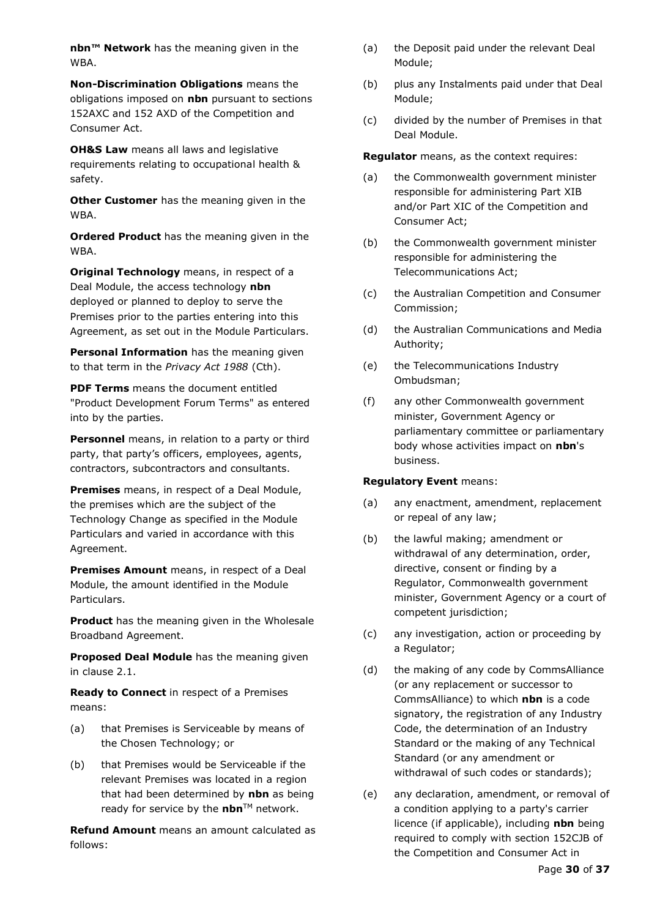**nbn™ Network** has the meaning given in the WBA.

**Non-Discrimination Obligations** means the obligations imposed on **nbn** pursuant to sections 152AXC and 152 AXD of the Competition and Consumer Act.

**OH&S Law** means all laws and legislative requirements relating to occupational health & safety.

**Other Customer** has the meaning given in the WBA.

**Ordered Product** has the meaning given in the WBA.

**Original Technology** means, in respect of a Deal Module, the access technology **nbn** deployed or planned to deploy to serve the Premises prior to the parties entering into this Agreement, as set out in the Module Particulars.

**Personal Information** has the meaning given to that term in the *Privacy Act 1988* (Cth).

**PDF Terms** means the document entitled "Product Development Forum Terms" as entered into by the parties.

**Personnel** means, in relation to a party or third party, that party's officers, employees, agents, contractors, subcontractors and consultants.

**Premises** means, in respect of a Deal Module, the premises which are the subject of the Technology Change as specified in the Module Particulars and varied in accordance with this Agreement.

**Premises Amount** means, in respect of a Deal Module, the amount identified in the Module Particulars.

**Product** has the meaning given in the Wholesale Broadband Agreement.

**Proposed Deal Module** has the meaning given in clause 2.1.

**Ready to Connect** in respect of a Premises means:

(a) that Premises is Serviceable by means of the Chosen Technology; or

(b) that Premises would be Serviceable if the relevant Premises was located in a region that had been determined by **nbn** as being ready for service by the **nbn**™ network.

**Refund Amount** means an amount calculated as follows:

(a) the Deposit paid under the relevant Deal Module;

(b) plus any Instalments paid under that Deal Module;

(c) divided by the number of Premises in that Deal Module.

**Regulator** means, as the context requires:

(a) the Commonwealth government minister responsible for administering Part XIB and/or Part XIC of the Competition and Consumer Act;

(b) the Commonwealth government minister responsible for administering the Telecommunications Act;

(c) the Australian Competition and Consumer Commission;

(d) the Australian Communications and Media Authority;

(e) the Telecommunications Industry Ombudsman;

(f) any other Commonwealth government minister, Government Agency or parliamentary committee or parliamentary body whose activities impact on **nbn**'s business.

**Regulatory Event** means:

(a) any enactment, amendment, replacement or repeal of any law;

(b) the lawful making; amendment or withdrawal of any determination, order, directive, consent or finding by a Regulator, Commonwealth government minister, Government Agency or a court of competent jurisdiction;

(c) any investigation, action or proceeding by a Regulator;

(d) the making of any code by CommsAlliance (or any replacement or successor to CommsAlliance) to which **nbn** is a code signatory, the registration of any Industry Code, the determination of an Industry Standard or the making of any Technical Standard (or any amendment or withdrawal of such codes or standards);

(e) any declaration, amendment, or removal of a condition applying to a party's carrier licence (if applicable), including **nbn** being required to comply with section 152CJB of the Competition and Consumer Act in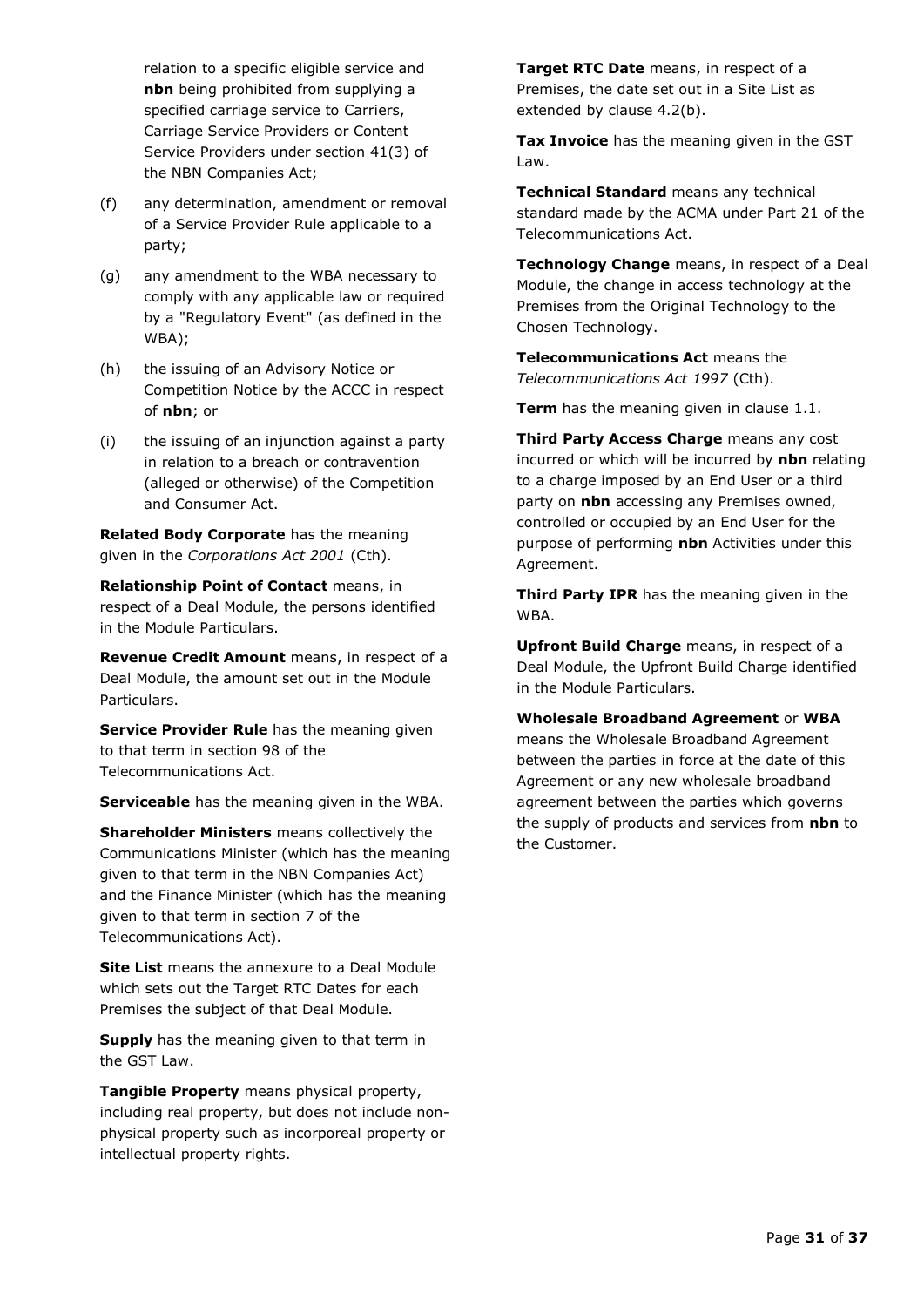relation to a specific eligible service and **nbn** being prohibited from supplying a specified carriage service to Carriers, Carriage Service Providers or Content Service Providers under section 41(3) of the NBN Companies Act;

(f) any determination, amendment or removal of a Service Provider Rule applicable to a party;

(g) any amendment to the WBA necessary to comply with any applicable law or required by a "Regulatory Event" (as defined in the WBA);

(h) the issuing of an Advisory Notice or Competition Notice by the ACCC in respect of **nbn**; or

(i) the issuing of an injunction against a party in relation to a breach or contravention (alleged or otherwise) of the Competition and Consumer Act.

**Related Body Corporate** has the meaning given in the *Corporations Act 2001* (Cth).

**Relationship Point of Contact** means, in respect of a Deal Module, the persons identified in the Module Particulars.

**Revenue Credit Amount** means, in respect of a Deal Module, the amount set out in the Module Particulars.

**Service Provider Rule** has the meaning given to that term in section 98 of the Telecommunications Act.

**Serviceable** has the meaning given in the WBA.

**Shareholder Ministers** means collectively the Communications Minister (which has the meaning given to that term in the NBN Companies Act) and the Finance Minister (which has the meaning given to that term in section 7 of the Telecommunications Act).

**Site List** means the annexure to a Deal Module which sets out the Target RTC Dates for each Premises the subject of that Deal Module.

**Supply** has the meaning given to that term in the GST Law.

**Tangible Property** means physical property, including real property, but does not include non-physical property such as incorporeal property or intellectual property rights.

**Target RTC Date** means, in respect of a Premises, the date set out in a Site List as extended by clause 4.2(b).

**Tax Invoice** has the meaning given in the GST Law.

**Technical Standard** means any technical standard made by the ACMA under Part 21 of the Telecommunications Act.

**Technology Change** means, in respect of a Deal Module, the change in access technology at the Premises from the Original Technology to the Chosen Technology.

**Telecommunications Act** means the *Telecommunications Act 1997* (Cth).

**Term** has the meaning given in clause 1.1.

**Third Party Access Charge** means any cost incurred or which will be incurred by **nbn** relating to a charge imposed by an End User or a third party on **nbn** accessing any Premises owned, controlled or occupied by an End User for the purpose of performing **nbn** Activities under this Agreement.

**Third Party IPR** has the meaning given in the WBA.

**Upfront Build Charge** means, in respect of a Deal Module, the Upfront Build Charge identified in the Module Particulars.

**Wholesale Broadband Agreement** or **WBA** means the Wholesale Broadband Agreement between the parties in force at the date of this Agreement or any new wholesale broadband agreement between the parties which governs the supply of products and services from **nbn** to the Customer.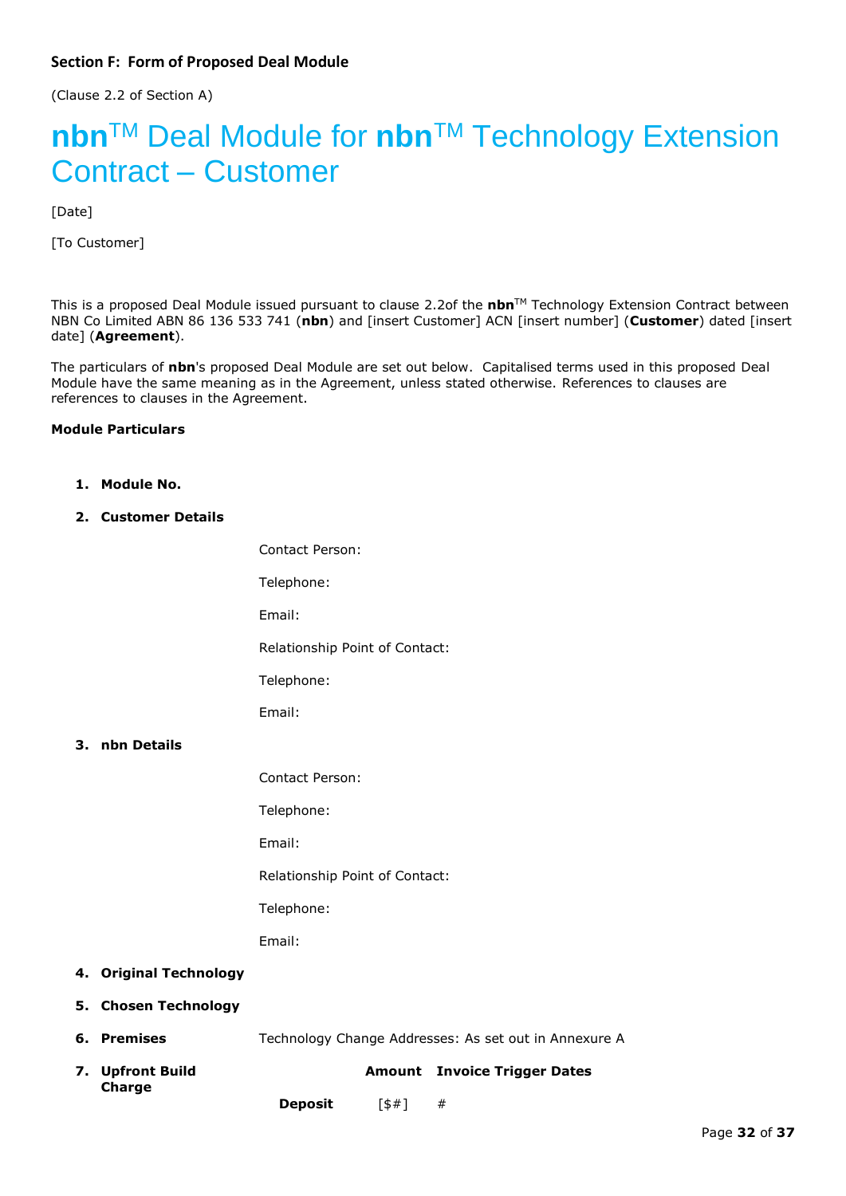## Section F: Form of Proposed Deal Module

(Clause 2.2 of Section A)

# nbn™ Deal Module for nbn™ Technology Extension Contract – Customer

[Date]

[To Customer]

This is a proposed Deal Module issued pursuant to clause 2.2of the **nbn**™ Technology Extension Contract between NBN Co Limited ABN 86 136 533 741 (**nbn**) and [insert Customer] ACN [insert number] (**Customer**) dated [insert date] (**Agreement**).

The particulars of **nbn**'s proposed Deal Module are set out below. Capitalised terms used in this proposed Deal Module have the same meaning as in the Agreement, unless stated otherwise. References to clauses are references to clauses in the Agreement.

**Module Particulars**

1. **Module No.**

2. **Customer Details**

   Contact Person:

   Telephone:

   Email:

   Relationship Point of Contact:

   Telephone:

   Email:

3. **nbn Details**

   Contact Person:

   Telephone:

   Email:

   Relationship Point of Contact:

   Telephone:

   Email:

4. **Original Technology**

5. **Chosen Technology**

6. **Premises** Technology Change Addresses: As set out in Annexure A

7. **Upfront Build Charge**

| | Amount | Invoice Trigger Dates |
|---|---|---|
| **Deposit** | [$#] | # |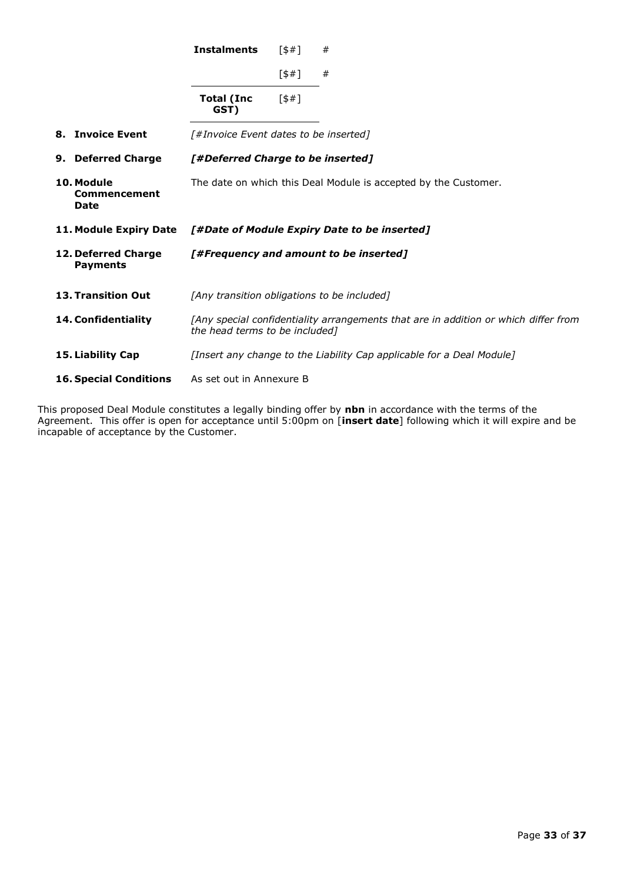| | | | |
|---|---|---|---|
| | **Instalments** | [$#] | # |
| | | [$#] | # |
| | **Total (Inc GST)** | [$#] | |
| **8. Invoice Event** | *[#Invoice Event dates to be inserted]* | | |
| **9. Deferred Charge** | ***[#Deferred Charge to be inserted]*** | | |
| **10. Module Commencement Date** | The date on which this Deal Module is accepted by the Customer. | | |
| **11. Module Expiry Date** | ***[#Date of Module Expiry Date to be inserted]*** | | |
| **12. Deferred Charge Payments** | ***[#Frequency and amount to be inserted]*** | | |
| **13. Transition Out** | *[Any transition obligations to be included]* | | |
| **14. Confidentiality** | *[Any special confidentiality arrangements that are in addition or which differ from the head terms to be included]* | | |
| **15. Liability Cap** | *[Insert any change to the Liability Cap applicable for a Deal Module]* | | |
| **16. Special Conditions** | As set out in Annexure B | | |

This proposed Deal Module constitutes a legally binding offer by **nbn** in accordance with the terms of the Agreement. This offer is open for acceptance until 5:00pm on [**insert date**] following which it will expire and be incapable of acceptance by the Customer.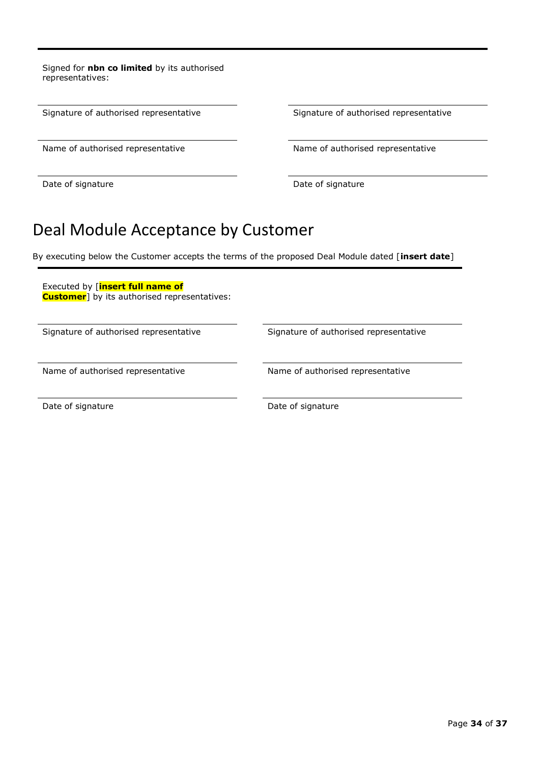Signed for **nbn co limited** by its authorised representatives:

| | |
|---|---|
| Signature of authorised representative | Signature of authorised representative |
| Name of authorised representative | Name of authorised representative |
| Date of signature | Date of signature |

# Deal Module Acceptance by Customer

By executing below the Customer accepts the terms of the proposed Deal Module dated [**insert date**]

Executed by [**insert full name of Customer**] by its authorised representatives:

| | |
|---|---|
| Signature of authorised representative | Signature of authorised representative |
| Name of authorised representative | Name of authorised representative |
| Date of signature | Date of signature |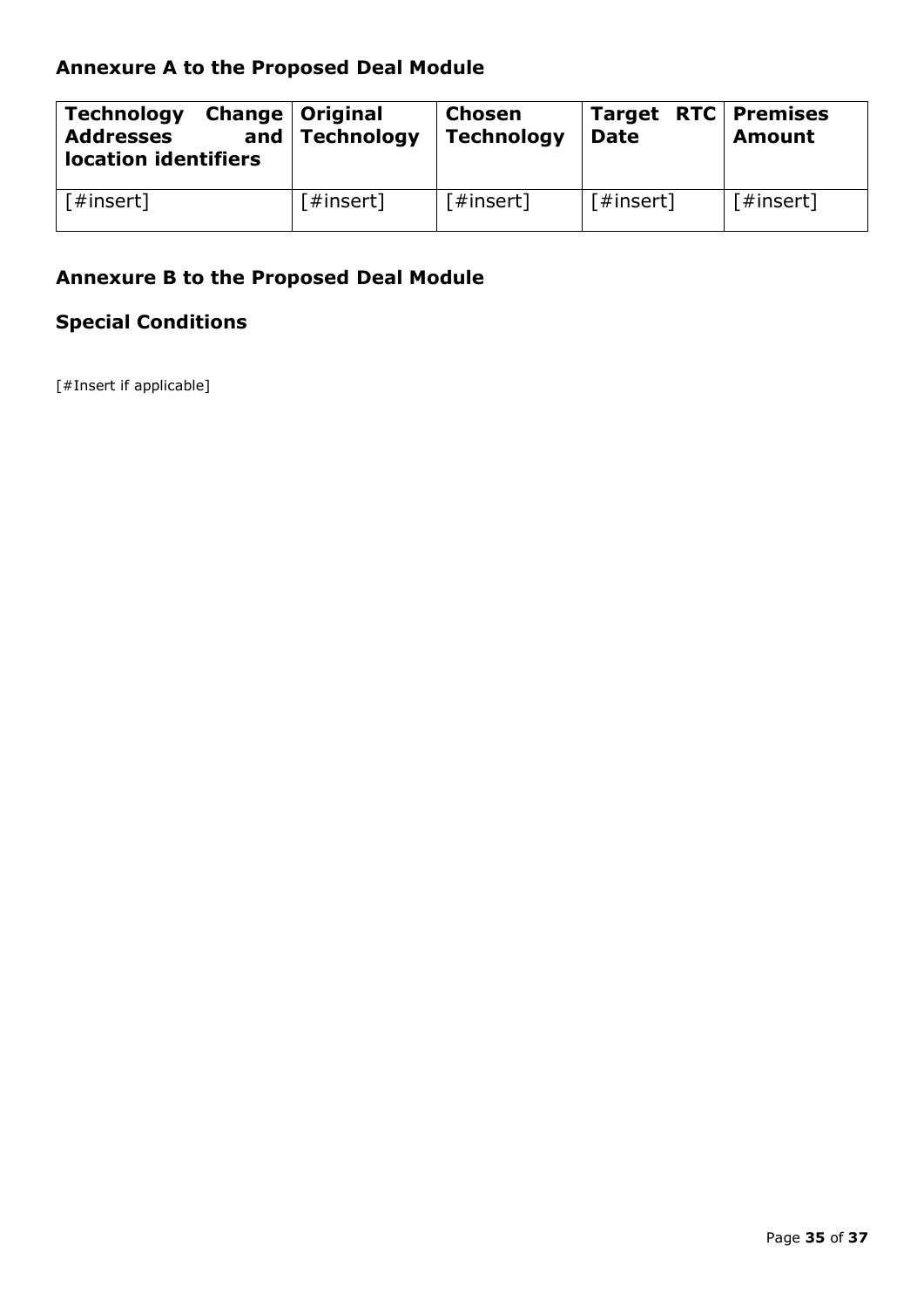## Annexure A to the Proposed Deal Module

| Technology Change Addresses and location identifiers | Original Technology | Chosen Technology | Target RTC Date | Premises Amount |
|---|---|---|---|---|
| [#insert] | [#insert] | [#insert] | [#insert] | [#insert] |

## Annexure B to the Proposed Deal Module

## Special Conditions

[#Insert if applicable]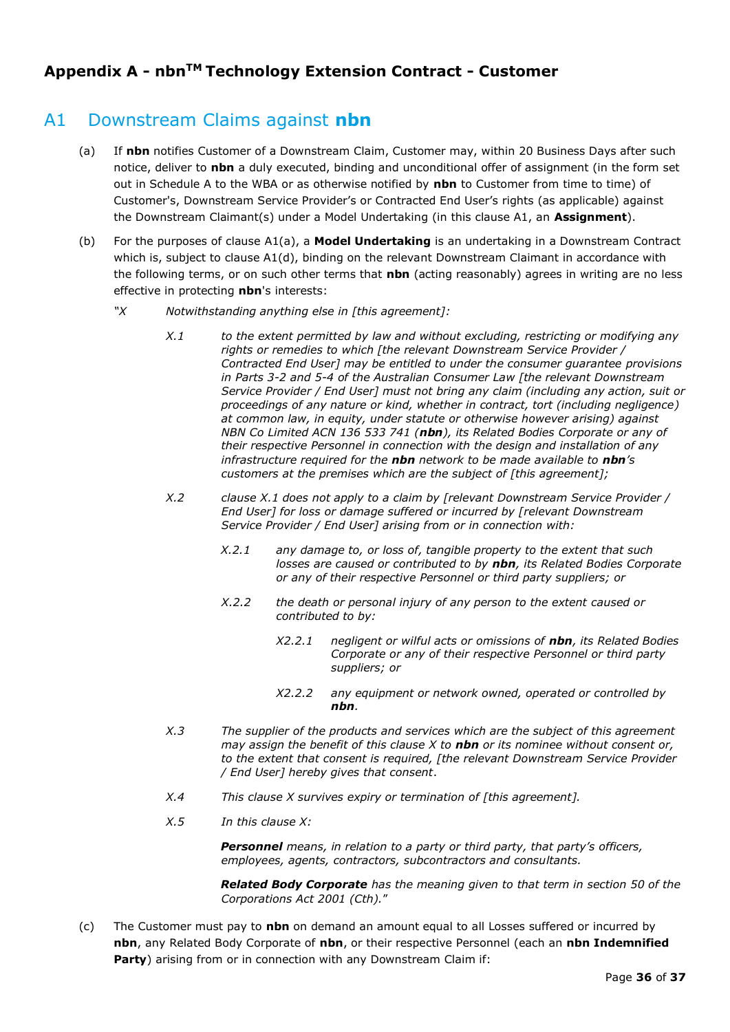# Appendix A - nbn[TM] Technology Extension Contract - Customer

## A1 Downstream Claims against **nbn**

(a) If **nbn** notifies Customer of a Downstream Claim, Customer may, within 20 Business Days after such notice, deliver to **nbn** a duly executed, binding and unconditional offer of assignment (in the form set out in Schedule A to the WBA or as otherwise notified by **nbn** to Customer from time to time) of Customer's, Downstream Service Provider's or Contracted End User's rights (as applicable) against the Downstream Claimant(s) under a Model Undertaking (in this clause A1, an **Assignment**).

(b) For the purposes of clause A1(a), a **Model Undertaking** is an undertaking in a Downstream Contract which is, subject to clause A1(d), binding on the relevant Downstream Claimant in accordance with the following terms, or on such other terms that **nbn** (acting reasonably) agrees in writing are no less effective in protecting **nbn**'s interests:

*"X Notwithstanding anything else in [this agreement]:*

*X.1 to the extent permitted by law and without excluding, restricting or modifying any rights or remedies to which [the relevant Downstream Service Provider / Contracted End User] may be entitled to under the consumer guarantee provisions in Parts 3-2 and 5-4 of the Australian Consumer Law [the relevant Downstream Service Provider / End User] must not bring any claim (including any action, suit or proceedings of any nature or kind, whether in contract, tort (including negligence) at common law, in equity, under statute or otherwise however arising) against NBN Co Limited ACN 136 533 741 (**nbn**), its Related Bodies Corporate or any of their respective Personnel in connection with the design and installation of any infrastructure required for the **nbn** network to be made available to **nbn**'s customers at the premises which are the subject of [this agreement];*

*X.2 clause X.1 does not apply to a claim by [relevant Downstream Service Provider / End User] for loss or damage suffered or incurred by [relevant Downstream Service Provider / End User] arising from or in connection with:*

*X.2.1 any damage to, or loss of, tangible property to the extent that such losses are caused or contributed to by **nbn**, its Related Bodies Corporate or any of their respective Personnel or third party suppliers; or*

*X.2.2 the death or personal injury of any person to the extent caused or contributed to by:*

*X2.2.1 negligent or wilful acts or omissions of **nbn**, its Related Bodies Corporate or any of their respective Personnel or third party suppliers; or*

*X2.2.2 any equipment or network owned, operated or controlled by **nbn**.*

*X.3 The supplier of the products and services which are the subject of this agreement may assign the benefit of this clause X to **nbn** or its nominee without consent or, to the extent that consent is required, [the relevant Downstream Service Provider / End User] hereby gives that consent.*

*X.4 This clause X survives expiry or termination of [this agreement].*

*X.5 In this clause X:*

***Personnel** means, in relation to a party or third party, that party's officers, employees, agents, contractors, subcontractors and consultants.*

***Related Body Corporate** has the meaning given to that term in section 50 of the Corporations Act 2001 (Cth)."*

(c) The Customer must pay to **nbn** on demand an amount equal to all Losses suffered or incurred by **nbn**, any Related Body Corporate of **nbn**, or their respective Personnel (each an **nbn Indemnified Party**) arising from or in connection with any Downstream Claim if: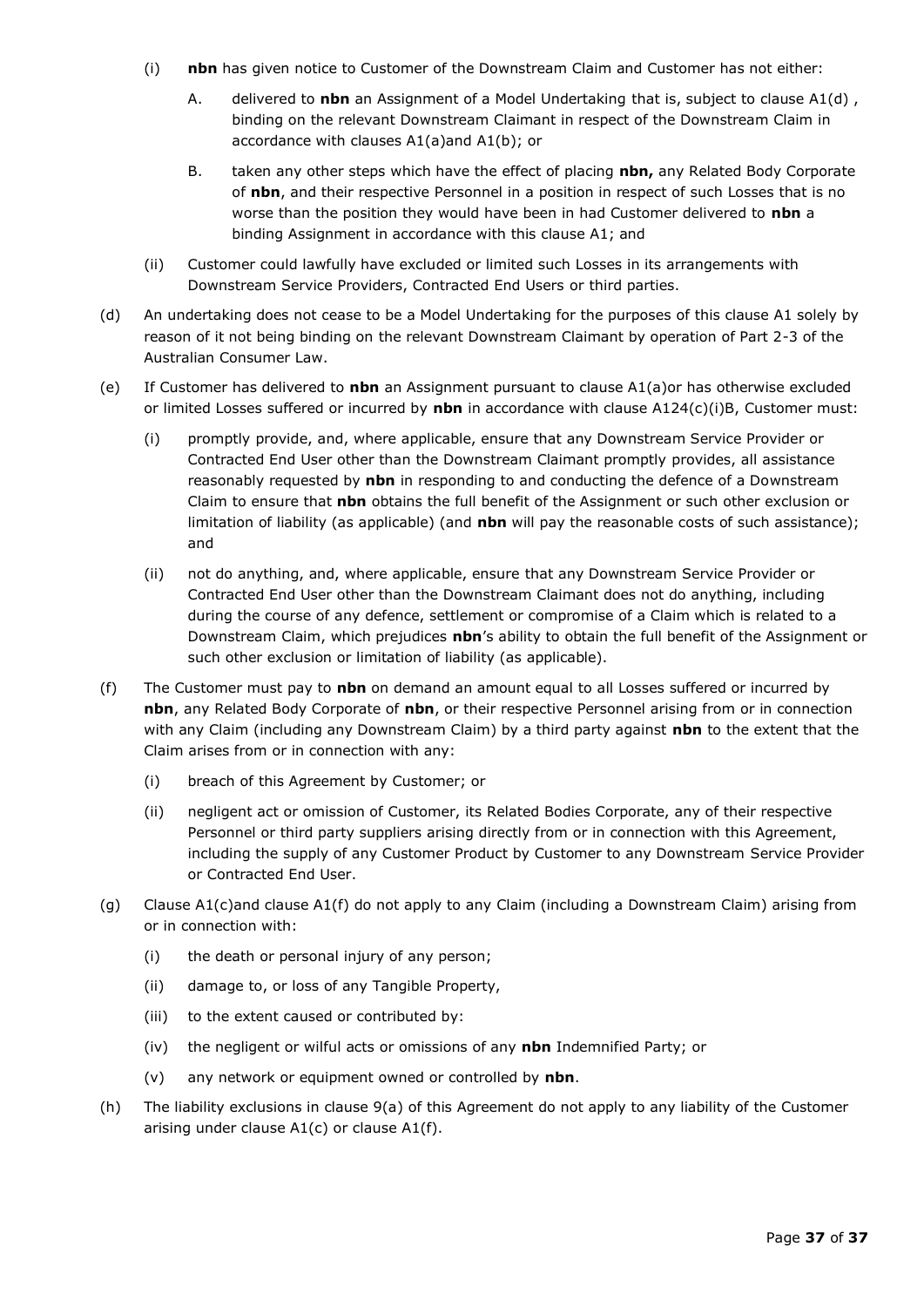(i) **nbn** has given notice to Customer of the Downstream Claim and Customer has not either:

A. delivered to **nbn** an Assignment of a Model Undertaking that is, subject to clause A1(d) , binding on the relevant Downstream Claimant in respect of the Downstream Claim in accordance with clauses A1(a)and A1(b); or

B. taken any other steps which have the effect of placing **nbn,** any Related Body Corporate of **nbn**, and their respective Personnel in a position in respect of such Losses that is no worse than the position they would have been in had Customer delivered to **nbn** a binding Assignment in accordance with this clause A1; and

(ii) Customer could lawfully have excluded or limited such Losses in its arrangements with Downstream Service Providers, Contracted End Users or third parties.

(d) An undertaking does not cease to be a Model Undertaking for the purposes of this clause A1 solely by reason of it not being binding on the relevant Downstream Claimant by operation of Part 2-3 of the Australian Consumer Law.

(e) If Customer has delivered to **nbn** an Assignment pursuant to clause A1(a)or has otherwise excluded or limited Losses suffered or incurred by **nbn** in accordance with clause A124(c)(i)B, Customer must:

(i) promptly provide, and, where applicable, ensure that any Downstream Service Provider or Contracted End User other than the Downstream Claimant promptly provides, all assistance reasonably requested by **nbn** in responding to and conducting the defence of a Downstream Claim to ensure that **nbn** obtains the full benefit of the Assignment or such other exclusion or limitation of liability (as applicable) (and **nbn** will pay the reasonable costs of such assistance); and

(ii) not do anything, and, where applicable, ensure that any Downstream Service Provider or Contracted End User other than the Downstream Claimant does not do anything, including during the course of any defence, settlement or compromise of a Claim which is related to a Downstream Claim, which prejudices **nbn**'s ability to obtain the full benefit of the Assignment or such other exclusion or limitation of liability (as applicable).

(f) The Customer must pay to **nbn** on demand an amount equal to all Losses suffered or incurred by **nbn**, any Related Body Corporate of **nbn**, or their respective Personnel arising from or in connection with any Claim (including any Downstream Claim) by a third party against **nbn** to the extent that the Claim arises from or in connection with any:

(i) breach of this Agreement by Customer; or

(ii) negligent act or omission of Customer, its Related Bodies Corporate, any of their respective Personnel or third party suppliers arising directly from or in connection with this Agreement, including the supply of any Customer Product by Customer to any Downstream Service Provider or Contracted End User.

(g) Clause A1(c)and clause A1(f) do not apply to any Claim (including a Downstream Claim) arising from or in connection with:

(i) the death or personal injury of any person;

(ii) damage to, or loss of any Tangible Property,

(iii) to the extent caused or contributed by:

(iv) the negligent or wilful acts or omissions of any **nbn** Indemnified Party; or

(v) any network or equipment owned or controlled by **nbn**.

(h) The liability exclusions in clause 9(a) of this Agreement do not apply to any liability of the Customer arising under clause A1(c) or clause A1(f).